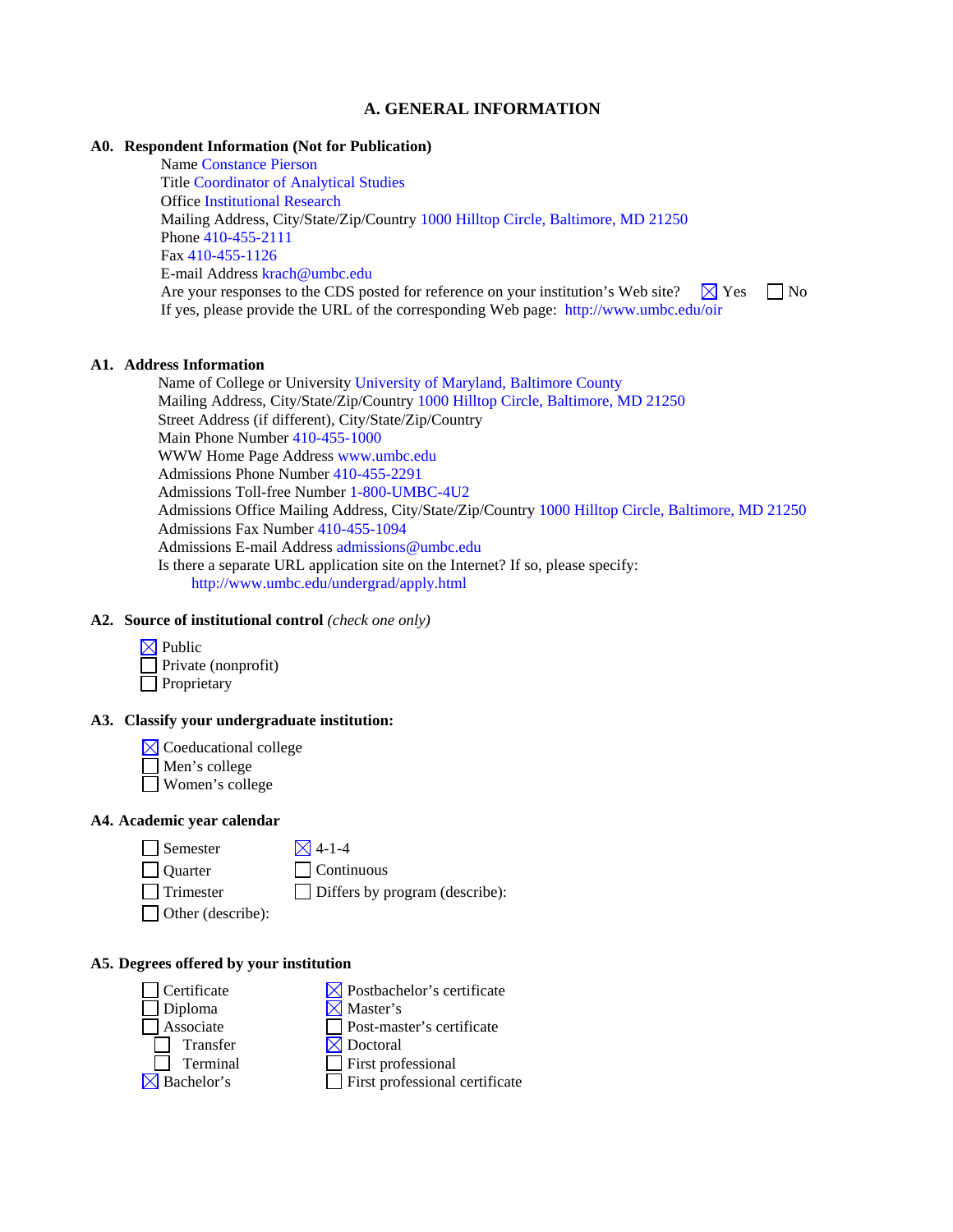# A. GENERAL INFORMATION

## A0. Respondent Information (Not for Publication)

Name Constance Pierson
Title Coordinator of Analytical Studies
Office Institutional Research
Mailing Address, City/State/Zip/Country 1000 Hilltop Circle, Baltimore, MD 21250
Phone 410-455-2111
Fax 410-455-1126
E-mail Address krach@umbc.edu
Are your responses to the CDS posted for reference on your institution's Web site? ☒ Yes ☐ No
If yes, please provide the URL of the corresponding Web page: http://www.umbc.edu/oir

## A1. Address Information

Name of College or University University of Maryland, Baltimore County
Mailing Address, City/State/Zip/Country 1000 Hilltop Circle, Baltimore, MD 21250
Street Address (if different), City/State/Zip/Country
Main Phone Number 410-455-1000
WWW Home Page Address www.umbc.edu
Admissions Phone Number 410-455-2291
Admissions Toll-free Number 1-800-UMBC-4U2
Admissions Office Mailing Address, City/State/Zip/Country 1000 Hilltop Circle, Baltimore, MD 21250
Admissions Fax Number 410-455-1094
Admissions E-mail Address admissions@umbc.edu
Is there a separate URL application site on the Internet? If so, please specify:
http://www.umbc.edu/undergrad/apply.html

## A2. Source of institutional control *(check one only)*

☒ Public
☐ Private (nonprofit)
☐ Proprietary

## A3. Classify your undergraduate institution:

☒ Coeducational college
☐ Men's college
☐ Women's college

## A4. Academic year calendar

☐ Semester
☐ Quarter
☐ Trimester
☐ Other (describe):
☒ 4-1-4
☐ Continuous
☐ Differs by program (describe):

## A5. Degrees offered by your institution

☐ Certificate
☐ Diploma
☐ Associate
- ☐ Transfer
- ☐ Terminal

☒ Bachelor's
☒ Postbachelor's certificate
☒ Master's
☐ Post-master's certificate
☒ Doctoral
☐ First professional
☐ First professional certificate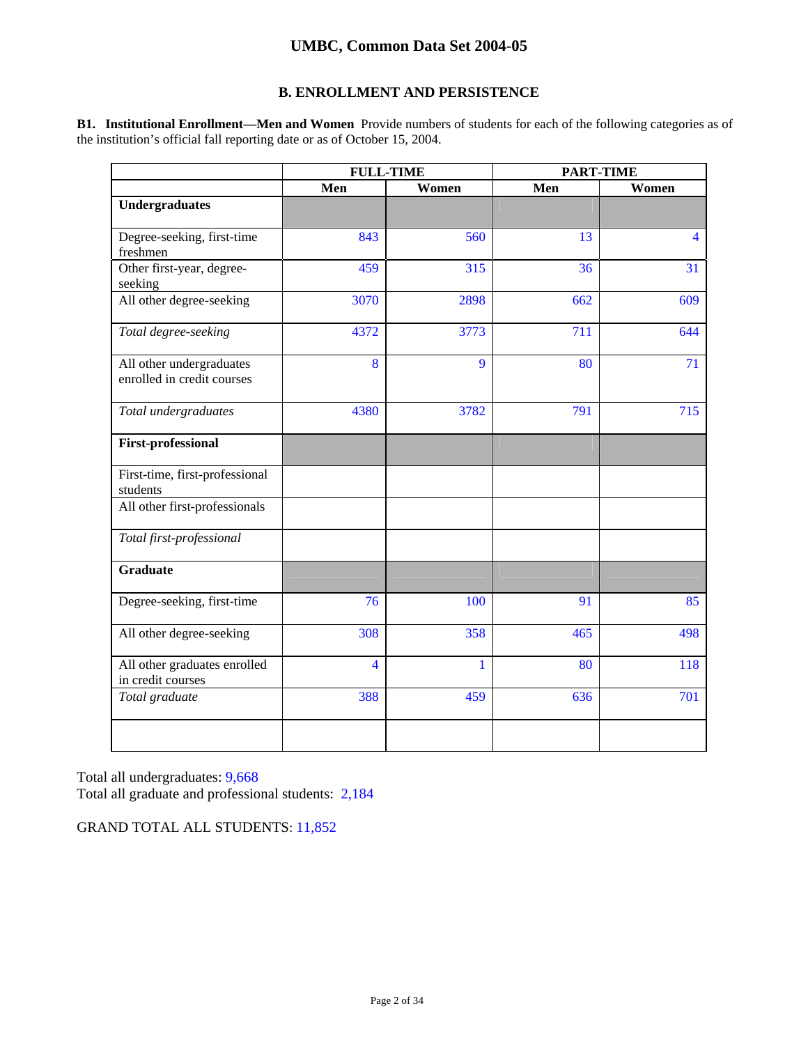# UMBC, Common Data Set 2004-05

## B. ENROLLMENT AND PERSISTENCE

**B1. Institutional Enrollment—Men and Women** Provide numbers of students for each of the following categories as of the institution's official fall reporting date or as of October 15, 2004.

| | FULL-TIME | | PART-TIME | |
|---|---|---|---|---|
| | Men | Women | Men | Women |
| **Undergraduates** | | | | |
| Degree-seeking, first-time freshmen | 843 | 560 | 13 | 4 |
| Other first-year, degree-seeking | 459 | 315 | 36 | 31 |
| All other degree-seeking | 3070 | 2898 | 662 | 609 |
| *Total degree-seeking* | 4372 | 3773 | 711 | 644 |
| All other undergraduates enrolled in credit courses | 8 | 9 | 80 | 71 |
| *Total undergraduates* | 4380 | 3782 | 791 | 715 |
| **First-professional** | | | | |
| First-time, first-professional students | | | | |
| All other first-professionals | | | | |
| *Total first-professional* | | | | |
| **Graduate** | | | | |
| Degree-seeking, first-time | 76 | 100 | 91 | 85 |
| All other degree-seeking | 308 | 358 | 465 | 498 |
| All other graduates enrolled in credit courses | 4 | 1 | 80 | 118 |
| *Total graduate* | 388 | 459 | 636 | 701 |
| | | | | |

Total all undergraduates: 9,668

Total all graduate and professional students: 2,184

GRAND TOTAL ALL STUDENTS: 11,852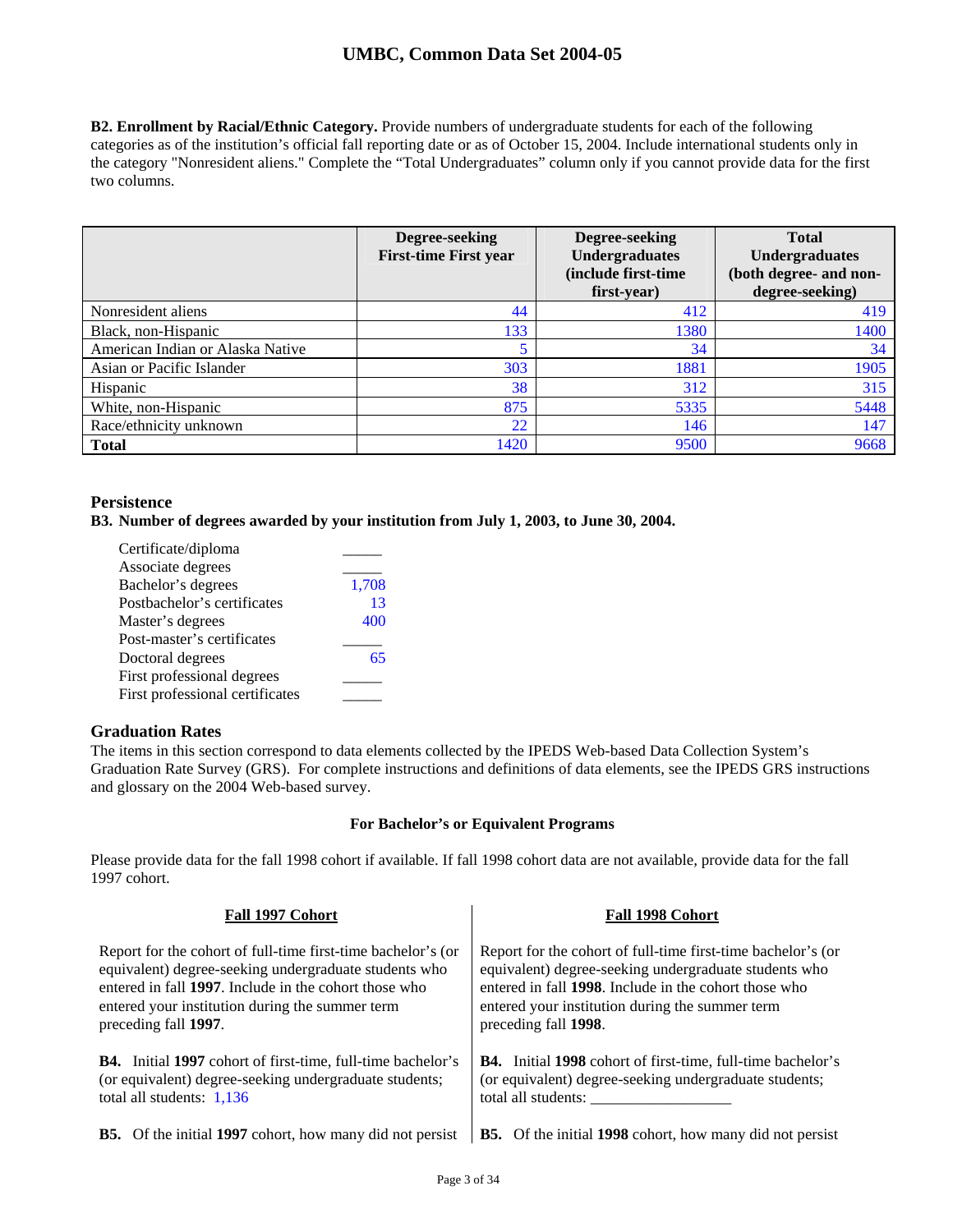**B2. Enrollment by Racial/Ethnic Category.** Provide numbers of undergraduate students for each of the following categories as of the institution's official fall reporting date or as of October 15, 2004. Include international students only in the category "Nonresident aliens." Complete the "Total Undergraduates" column only if you cannot provide data for the first two columns.

| | Degree-seeking First-time First year | Degree-seeking Undergraduates (include first-time first-year) | Total Undergraduates (both degree- and non-degree-seeking) |
|---|---|---|---|
| Nonresident aliens | 44 | 412 | 419 |
| Black, non-Hispanic | 133 | 1380 | 1400 |
| American Indian or Alaska Native | 5 | 34 | 34 |
| Asian or Pacific Islander | 303 | 1881 | 1905 |
| Hispanic | 38 | 312 | 315 |
| White, non-Hispanic | 875 | 5335 | 5448 |
| Race/ethnicity unknown | 22 | 146 | 147 |
| **Total** | 1420 | 9500 | 9668 |

### Persistence

**B3. Number of degrees awarded by your institution from July 1, 2003, to June 30, 2004.**

| | |
|---|---|
| Certificate/diploma | _____ |
| Associate degrees | _____ |
| Bachelor's degrees | 1,708 |
| Postbachelor's certificates | 13 |
| Master's degrees | 400 |
| Post-master's certificates | _____ |
| Doctoral degrees | 65 |
| First professional degrees | _____ |
| First professional certificates | _____ |

### Graduation Rates

The items in this section correspond to data elements collected by the IPEDS Web-based Data Collection System's Graduation Rate Survey (GRS). For complete instructions and definitions of data elements, see the IPEDS GRS instructions and glossary on the 2004 Web-based survey.

**For Bachelor's or Equivalent Programs**

Please provide data for the fall 1998 cohort if available. If fall 1998 cohort data are not available, provide data for the fall 1997 cohort.

**Fall 1997 Cohort**

Report for the cohort of full-time first-time bachelor's (or equivalent) degree-seeking undergraduate students who entered in fall **1997**. Include in the cohort those who entered your institution during the summer term preceding fall **1997**.

**B4.** Initial **1997** cohort of first-time, full-time bachelor's (or equivalent) degree-seeking undergraduate students; total all students: 1,136

**B5.** Of the initial **1997** cohort, how many did not persist

**Fall 1998 Cohort**

Report for the cohort of full-time first-time bachelor's (or equivalent) degree-seeking undergraduate students who entered in fall **1998**. Include in the cohort those who entered your institution during the summer term preceding fall **1998**.

**B4.** Initial **1998** cohort of first-time, full-time bachelor's (or equivalent) degree-seeking undergraduate students; total all students: __________________

**B5.** Of the initial **1998** cohort, how many did not persist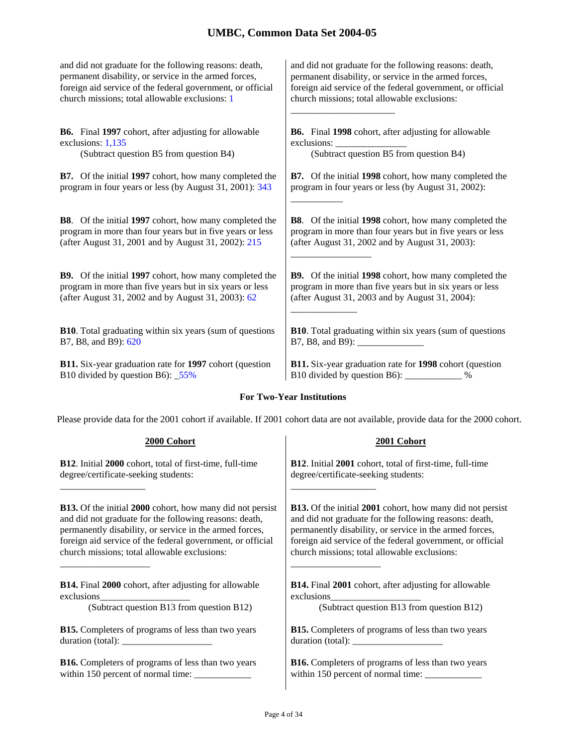| | |
|---|---|
| and did not graduate for the following reasons: death, permanent disability, or service in the armed forces, foreign aid service of the federal government, or official church missions; total allowable exclusions: 1 | and did not graduate for the following reasons: death, permanent disability, or service in the armed forces, foreign aid service of the federal government, or official church missions; total allowable exclusions: ______________________ |
| **B6.** Final **1997** cohort, after adjusting for allowable exclusions: 1,135 (Subtract question B5 from question B4) | **B6.** Final **1998** cohort, after adjusting for allowable exclusions: _______________ (Subtract question B5 from question B4) |
| **B7.** Of the initial **1997** cohort, how many completed the program in four years or less (by August 31, 2001): 343 | **B7.** Of the initial **1998** cohort, how many completed the program in four years or less (by August 31, 2002): ___________ |
| **B8.** Of the initial **1997** cohort, how many completed the program in more than four years but in five years or less (after August 31, 2001 and by August 31, 2002): 215 | **B8.** Of the initial **1998** cohort, how many completed the program in more than four years but in five years or less (after August 31, 2002 and by August 31, 2003): _________________ |
| **B9.** Of the initial **1997** cohort, how many completed the program in more than five years but in six years or less (after August 31, 2002 and by August 31, 2003): 62 | **B9.** Of the initial **1998** cohort, how many completed the program in more than five years but in six years or less (after August 31, 2003 and by August 31, 2004): ______________ |
| **B10**. Total graduating within six years (sum of questions B7, B8, and B9): 620 | **B10**. Total graduating within six years (sum of questions B7, B8, and B9): ______________ |
| **B11.** Six-year graduation rate for **1997** cohort (question B10 divided by question B6): _55% | **B11.** Six-year graduation rate for **1998** cohort (question B10 divided by question B6): ____________ % |

**For Two-Year Institutions**

Please provide data for the 2001 cohort if available. If 2001 cohort data are not available, provide data for the 2000 cohort.

| **2000 Cohort** | **2001 Cohort** |
|---|---|
| **B12**. Initial **2000** cohort, total of first-time, full-time degree/certificate-seeking students: __________________ | **B12**. Initial **2001** cohort, total of first-time, full-time degree/certificate-seeking students: __________________ |
| **B13.** Of the initial **2000** cohort, how many did not persist and did not graduate for the following reasons: death, permanently disability, or service in the armed forces, foreign aid service of the federal government, or official church missions; total allowable exclusions: ___________________ | **B13.** Of the initial **2001** cohort, how many did not persist and did not graduate for the following reasons: death, permanently disability, or service in the armed forces, foreign aid service of the federal government, or official church missions; total allowable exclusions: ___________________ |
| **B14.** Final **2000** cohort, after adjusting for allowable exclusions___________________ (Subtract question B13 from question B12) | **B14.** Final **2001** cohort, after adjusting for allowable exclusions___________________ (Subtract question B13 from question B12) |
| **B15.** Completers of programs of less than two years duration (total): ___________________ | **B15.** Completers of programs of less than two years duration (total): ___________________ |
| **B16.** Completers of programs of less than two years within 150 percent of normal time: ____________ | **B16.** Completers of programs of less than two years within 150 percent of normal time: ____________ |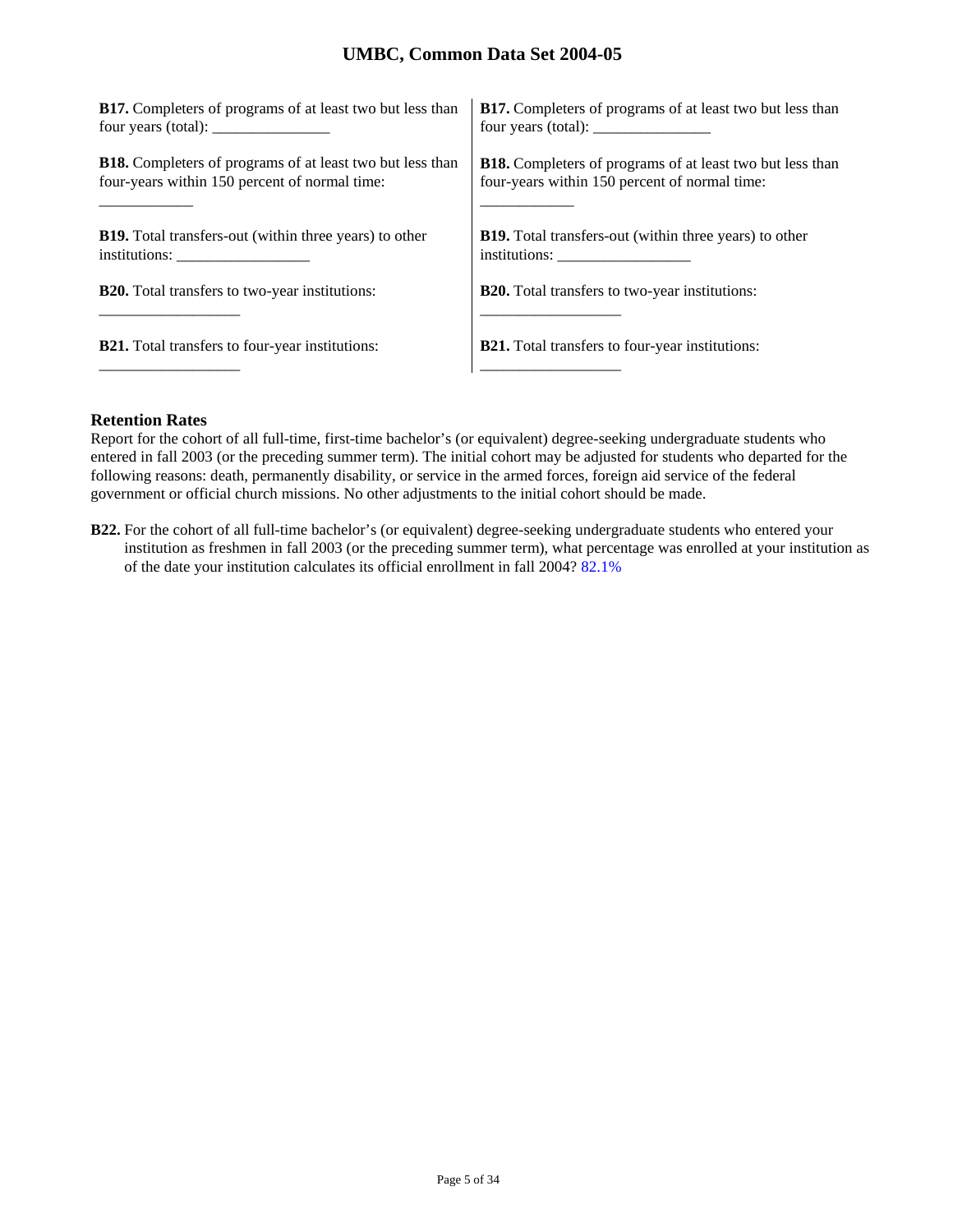| | |
|---|---|
| **B17.** Completers of programs of at least two but less than four years (total): _______________ | **B17.** Completers of programs of at least two but less than four years (total): _______________ |
| **B18.** Completers of programs of at least two but less than four-years within 150 percent of normal time: ____________ | **B18.** Completers of programs of at least two but less than four-years within 150 percent of normal time: ____________ |
| **B19.** Total transfers-out (within three years) to other institutions: _________________ | **B19.** Total transfers-out (within three years) to other institutions: _________________ |
| **B20.** Total transfers to two-year institutions: __________________ | **B20.** Total transfers to two-year institutions: __________________ |
| **B21.** Total transfers to four-year institutions: __________________ | **B21.** Total transfers to four-year institutions: __________________ |

### Retention Rates

Report for the cohort of all full-time, first-time bachelor's (or equivalent) degree-seeking undergraduate students who entered in fall 2003 (or the preceding summer term). The initial cohort may be adjusted for students who departed for the following reasons: death, permanently disability, or service in the armed forces, foreign aid service of the federal government or official church missions. No other adjustments to the initial cohort should be made.

**B22.** For the cohort of all full-time bachelor's (or equivalent) degree-seeking undergraduate students who entered your institution as freshmen in fall 2003 (or the preceding summer term), what percentage was enrolled at your institution as of the date your institution calculates its official enrollment in fall 2004? 82.1%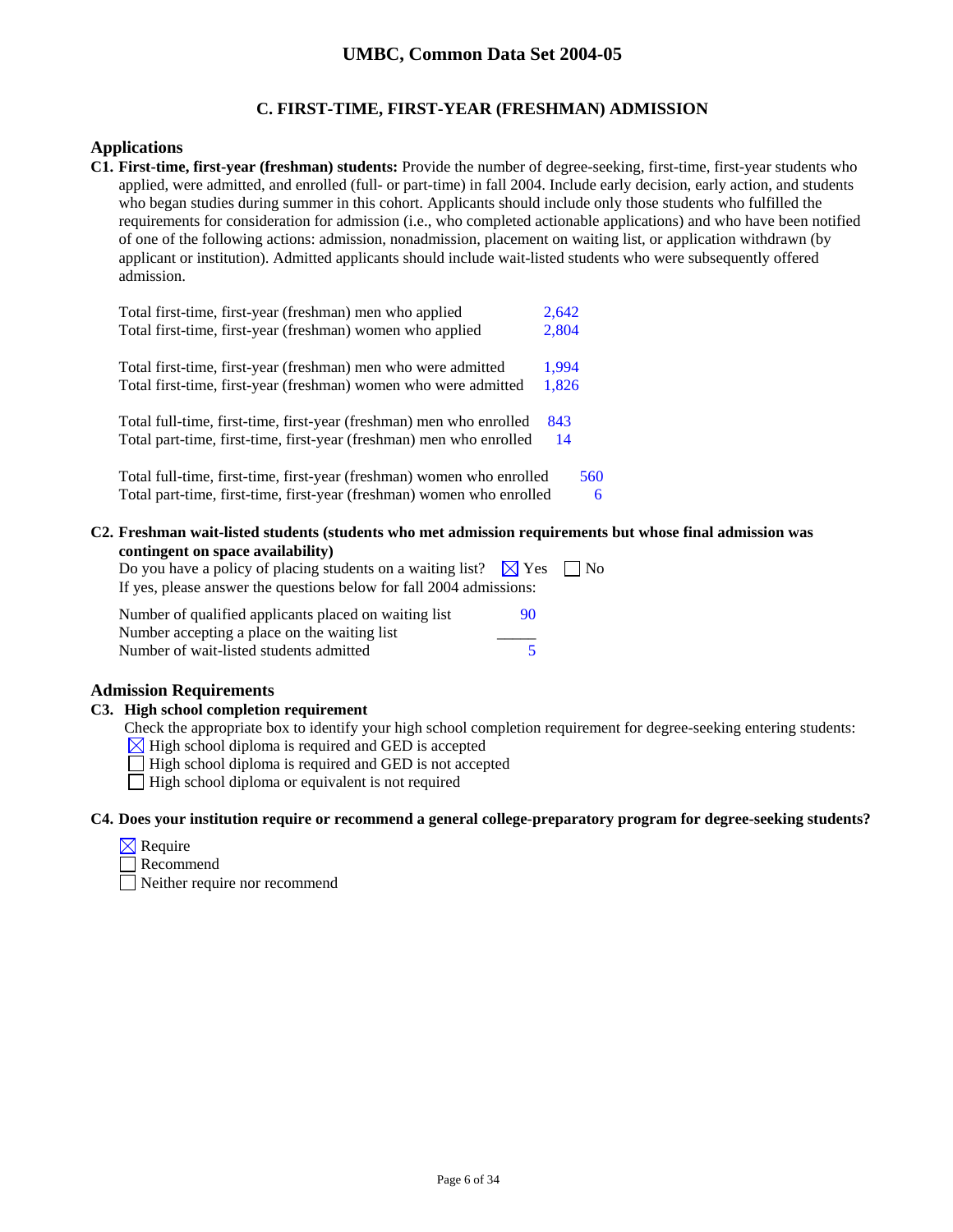## C. FIRST-TIME, FIRST-YEAR (FRESHMAN) ADMISSION

### Applications

**C1. First-time, first-year (freshman) students:** Provide the number of degree-seeking, first-time, first-year students who applied, were admitted, and enrolled (full- or part-time) in fall 2004. Include early decision, early action, and students who began studies during summer in this cohort. Applicants should include only those students who fulfilled the requirements for consideration for admission (i.e., who completed actionable applications) and who have been notified of one of the following actions: admission, nonadmission, placement on waiting list, or application withdrawn (by applicant or institution). Admitted applicants should include wait-listed students who were subsequently offered admission.

| | |
|---|---|
| Total first-time, first-year (freshman) men who applied | 2,642 |
| Total first-time, first-year (freshman) women who applied | 2,804 |
| Total first-time, first-year (freshman) men who were admitted | 1,994 |
| Total first-time, first-year (freshman) women who were admitted | 1,826 |
| Total full-time, first-time, first-year (freshman) men who enrolled | 843 |
| Total part-time, first-time, first-year (freshman) men who enrolled | 14 |
| Total full-time, first-time, first-year (freshman) women who enrolled | 560 |
| Total part-time, first-time, first-year (freshman) women who enrolled | 6 |

**C2. Freshman wait-listed students (students who met admission requirements but whose final admission was contingent on space availability)**

Do you have a policy of placing students on a waiting list? ☒ Yes ☐ No

If yes, please answer the questions below for fall 2004 admissions:

| | |
|---|---|
| Number of qualified applicants placed on waiting list | 90 |
| Number accepting a place on the waiting list | |
| Number of wait-listed students admitted | 5 |

### Admission Requirements

**C3. High school completion requirement**

Check the appropriate box to identify your high school completion requirement for degree-seeking entering students:

☒ High school diploma is required and GED is accepted
☐ High school diploma is required and GED is not accepted
☐ High school diploma or equivalent is not required

**C4. Does your institution require or recommend a general college-preparatory program for degree-seeking students?**

☒ Require
☐ Recommend
☐ Neither require nor recommend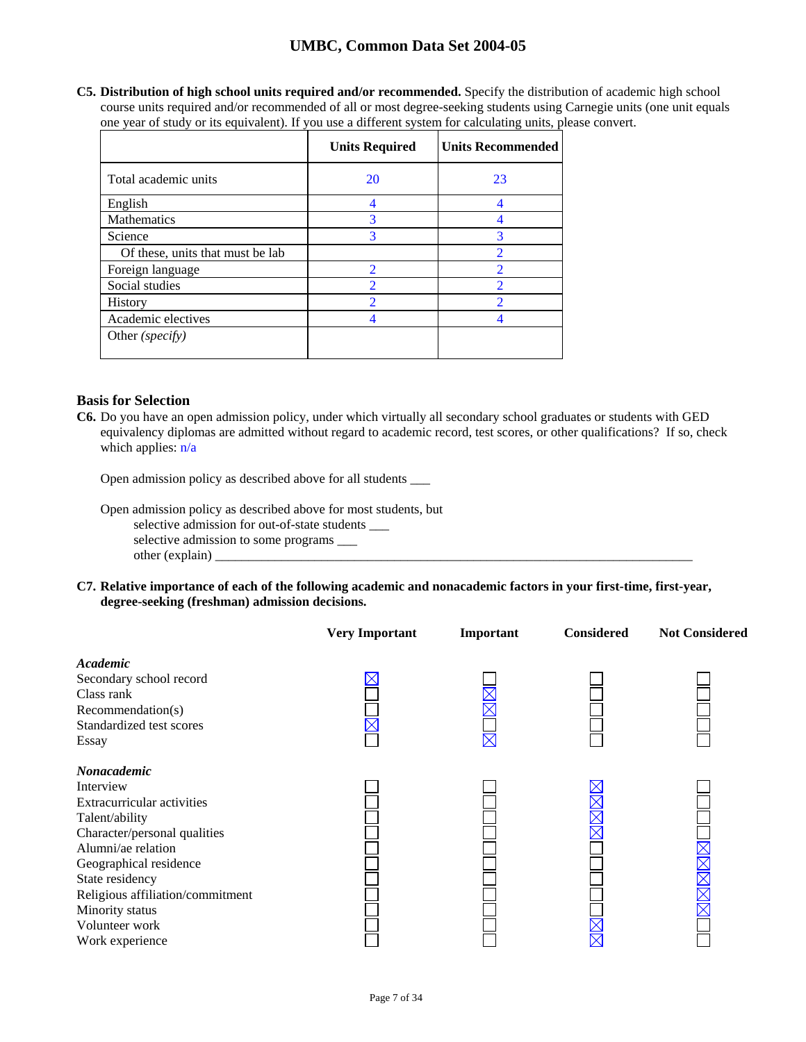**C5. Distribution of high school units required and/or recommended.** Specify the distribution of academic high school course units required and/or recommended of all or most degree-seeking students using Carnegie units (one unit equals one year of study or its equivalent). If you use a different system for calculating units, please convert.

| | Units Required | Units Recommended |
|---|---|---|
| Total academic units | 20 | 23 |
| English | 4 | 4 |
| Mathematics | 3 | 4 |
| Science | 3 | 3 |
| Of these, units that must be lab | | 2 |
| Foreign language | 2 | 2 |
| Social studies | 2 | 2 |
| History | 2 | 2 |
| Academic electives | 4 | 4 |
| Other *(specify)* | | |

## Basis for Selection

**C6.** Do you have an open admission policy, under which virtually all secondary school graduates or students with GED equivalency diplomas are admitted without regard to academic record, test scores, or other qualifications? If so, check which applies: n/a

Open admission policy as described above for all students ___

Open admission policy as described above for most students, but
selective admission for out-of-state students ___
selective admission to some programs ___
other (explain) ___

**C7. Relative importance of each of the following academic and nonacademic factors in your first-time, first-year, degree-seeking (freshman) admission decisions.**

| | Very Important | Important | Considered | Not Considered |
|---|---|---|---|---|
| ***Academic*** | | | | |
| Secondary school record | X | | | |
| Class rank | | X | | |
| Recommendation(s) | | X | | |
| Standardized test scores | X | | | |
| Essay | | X | | |
| ***Nonacademic*** | | | | |
| Interview | | | X | |
| Extracurricular activities | | | X | |
| Talent/ability | | | X | |
| Character/personal qualities | | | X | |
| Alumni/ae relation | | | | X |
| Geographical residence | | | | X |
| State residency | | | | X |
| Religious affiliation/commitment | | | | X |
| Minority status | | | | X |
| Volunteer work | | | X | |
| Work experience | | | X | |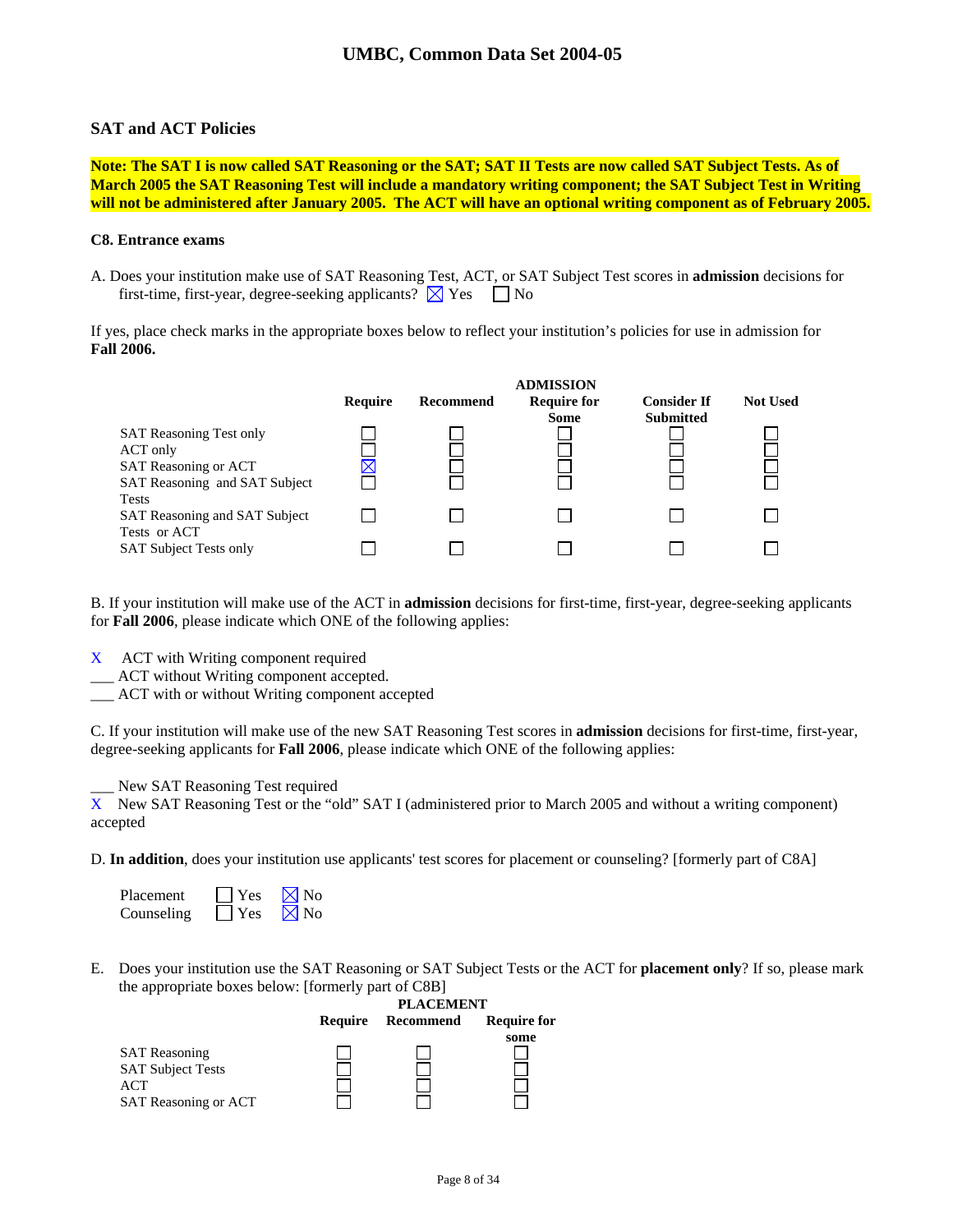## SAT and ACT Policies

**Note: The SAT I is now called SAT Reasoning or the SAT; SAT II Tests are now called SAT Subject Tests. As of March 2005 the SAT Reasoning Test will include a mandatory writing component; the SAT Subject Test in Writing will not be administered after January 2005. The ACT will have an optional writing component as of February 2005.**

### C8. Entrance exams

A. Does your institution make use of SAT Reasoning Test, ACT, or SAT Subject Test scores in **admission** decisions for first-time, first-year, degree-seeking applicants? ☒ Yes ☐ No

If yes, place check marks in the appropriate boxes below to reflect your institution's policies for use in admission for **Fall 2006.**

| | ADMISSION | | | | |
|---|---|---|---|---|---|
| | **Require** | **Recommend** | **Require for Some** | **Consider If Submitted** | **Not Used** |
| SAT Reasoning Test only | ☐ | ☐ | ☐ | ☐ | ☐ |
| ACT only | ☐ | ☐ | ☐ | ☐ | ☐ |
| SAT Reasoning or ACT | ☒ | ☐ | ☐ | ☐ | ☐ |
| SAT Reasoning and SAT Subject Tests | ☐ | ☐ | ☐ | ☐ | ☐ |
| SAT Reasoning and SAT Subject Tests or ACT | ☐ | ☐ | ☐ | ☐ | ☐ |
| SAT Subject Tests only | ☐ | ☐ | ☐ | ☐ | ☐ |

B. If your institution will make use of the ACT in **admission** decisions for first-time, first-year, degree-seeking applicants for **Fall 2006**, please indicate which ONE of the following applies:

X ACT with Writing component required
___ ACT without Writing component accepted.
___ ACT with or without Writing component accepted

C. If your institution will make use of the new SAT Reasoning Test scores in **admission** decisions for first-time, first-year, degree-seeking applicants for **Fall 2006**, please indicate which ONE of the following applies:

___ New SAT Reasoning Test required
X New SAT Reasoning Test or the "old" SAT I (administered prior to March 2005 and without a writing component) accepted

D. **In addition**, does your institution use applicants' test scores for placement or counseling? [formerly part of C8A]

Placement ☐ Yes ☒ No
Counseling ☐ Yes ☒ No

E. Does your institution use the SAT Reasoning or SAT Subject Tests or the ACT for **placement only**? If so, please mark the appropriate boxes below: [formerly part of C8B]

| | PLACEMENT | | |
|---|---|---|---|
| | **Require** | **Recommend** | **Require for some** |
| SAT Reasoning | ☐ | ☐ | ☐ |
| SAT Subject Tests | ☐ | ☐ | ☐ |
| ACT | ☐ | ☐ | ☐ |
| SAT Reasoning or ACT | ☐ | ☐ | ☐ |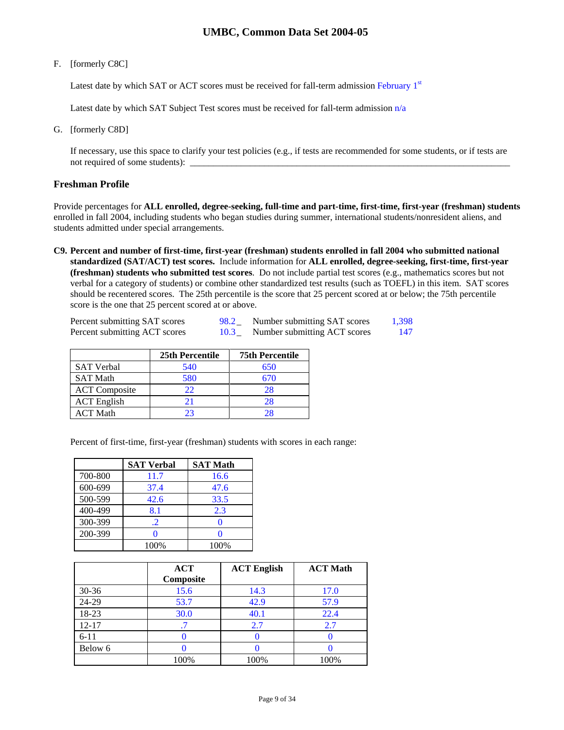F. [formerly C8C]

Latest date by which SAT or ACT scores must be received for fall-term admission February 1st

Latest date by which SAT Subject Test scores must be received for fall-term admission n/a

G. [formerly C8D]

If necessary, use this space to clarify your test policies (e.g., if tests are recommended for some students, or if tests are not required of some students): ___________________________________________

## Freshman Profile

Provide percentages for **ALL enrolled, degree-seeking, full-time and part-time, first-time, first-year (freshman) students** enrolled in fall 2004, including students who began studies during summer, international students/nonresident aliens, and students admitted under special arrangements.

**C9. Percent and number of first-time, first-year (freshman) students enrolled in fall 2004 who submitted national standardized (SAT/ACT) test scores.** Include information for **ALL enrolled, degree-seeking, first-time, first-year (freshman) students who submitted test scores**. Do not include partial test scores (e.g., mathematics scores but not verbal for a category of students) or combine other standardized test results (such as TOEFL) in this item. SAT scores should be recentered scores. The 25th percentile is the score that 25 percent scored at or below; the 75th percentile score is the one that 25 percent scored at or above.

Percent submitting SAT scores 98.2_ Number submitting SAT scores 1,398
Percent submitting ACT scores 10.3_ Number submitting ACT scores 147

| | 25th Percentile | 75th Percentile |
|---|---|---|
| SAT Verbal | 540 | 650 |
| SAT Math | 580 | 670 |
| ACT Composite | 22 | 28 |
| ACT English | 21 | 28 |
| ACT Math | 23 | 28 |

Percent of first-time, first-year (freshman) students with scores in each range:

| | SAT Verbal | SAT Math |
|---|---|---|
| 700-800 | 11.7 | 16.6 |
| 600-699 | 37.4 | 47.6 |
| 500-599 | 42.6 | 33.5 |
| 400-499 | 8.1 | 2.3 |
| 300-399 | .2 | 0 |
| 200-399 | 0 | 0 |
| | 100% | 100% |

| | ACT Composite | ACT English | ACT Math |
|---|---|---|---|
| 30-36 | 15.6 | 14.3 | 17.0 |
| 24-29 | 53.7 | 42.9 | 57.9 |
| 18-23 | 30.0 | 40.1 | 22.4 |
| 12-17 | .7 | 2.7 | 2.7 |
| 6-11 | 0 | 0 | 0 |
| Below 6 | 0 | 0 | 0 |
| | 100% | 100% | 100% |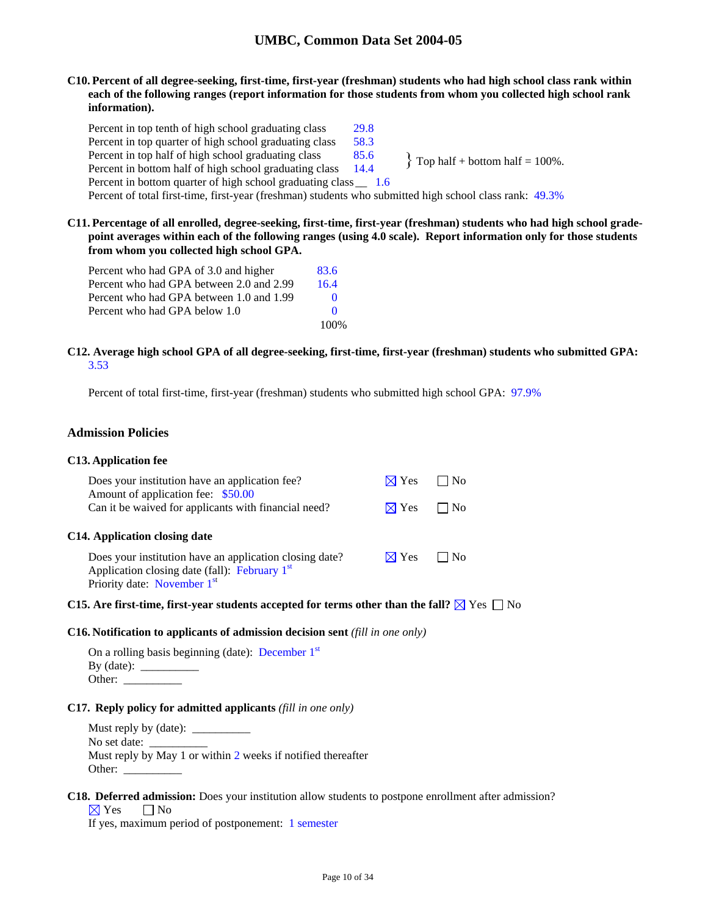**C10. Percent of all degree-seeking, first-time, first-year (freshman) students who had high school class rank within each of the following ranges (report information for those students from whom you collected high school rank information).**

| | | |
|---|---|---|
| Percent in top tenth of high school graduating class | 29.8 | |
| Percent in top quarter of high school graduating class | 58.3 | |
| Percent in top half of high school graduating class | 85.6 | } Top half + bottom half = 100%. |
| Percent in bottom half of high school graduating class | 14.4 | |
| Percent in bottom quarter of high school graduating class | 1.6 | |

Percent of total first-time, first-year (freshman) students who submitted high school class rank: 49.3%

**C11. Percentage of all enrolled, degree-seeking, first-time, first-year (freshman) students who had high school grade-point averages within each of the following ranges (using 4.0 scale). Report information only for those students from whom you collected high school GPA.**

| | |
|---|---|
| Percent who had GPA of 3.0 and higher | 83.6 |
| Percent who had GPA between 2.0 and 2.99 | 16.4 |
| Percent who had GPA between 1.0 and 1.99 | 0 |
| Percent who had GPA below 1.0 | 0 |
| | 100% |

**C12. Average high school GPA of all degree-seeking, first-time, first-year (freshman) students who submitted GPA:** 3.53

Percent of total first-time, first-year (freshman) students who submitted high school GPA: 97.9%

## Admission Policies

**C13. Application fee**

Does your institution have an application fee? ☒ Yes ☐ No
Amount of application fee: $50.00
Can it be waived for applicants with financial need? ☒ Yes ☐ No

**C14. Application closing date**

Does your institution have an application closing date? ☒ Yes ☐ No
Application closing date (fall): February 1st
Priority date: November 1st

**C15. Are first-time, first-year students accepted for terms other than the fall?** ☒ Yes ☐ No

**C16. Notification to applicants of admission decision sent** *(fill in one only)*

On a rolling basis beginning (date): December 1st
By (date): __________
Other: __________

**C17. Reply policy for admitted applicants** *(fill in one only)*

Must reply by (date): __________
No set date: __________
Must reply by May 1 or within 2 weeks if notified thereafter
Other: __________

**C18. Deferred admission:** Does your institution allow students to postpone enrollment after admission?
☒ Yes ☐ No
If yes, maximum period of postponement: 1 semester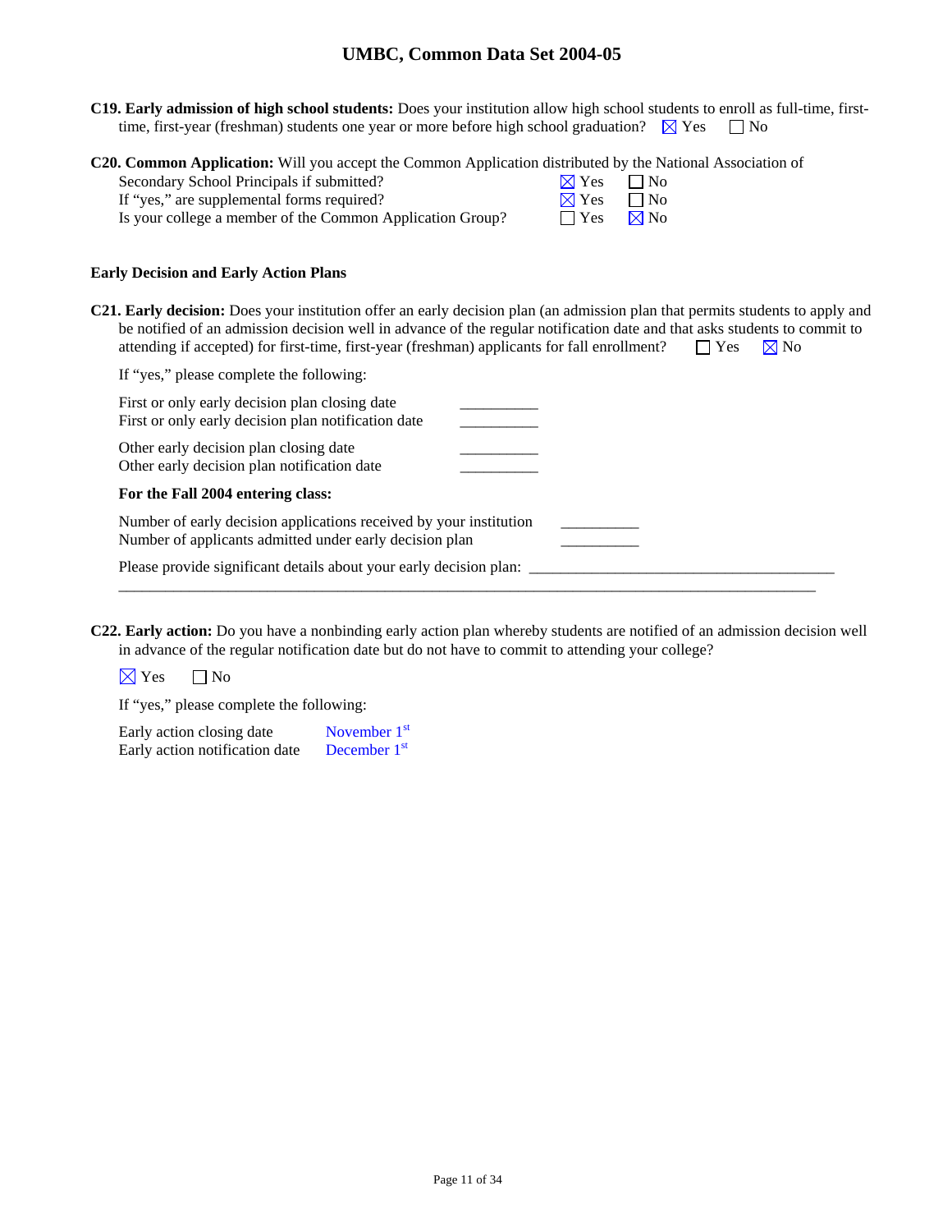**C19. Early admission of high school students:** Does your institution allow high school students to enroll as full-time, first-time, first-year (freshman) students one year or more before high school graduation? ☒ Yes ☐ No

**C20. Common Application:** Will you accept the Common Application distributed by the National Association of Secondary School Principals if submitted? ☒ Yes ☐ No

If "yes," are supplemental forms required? ☒ Yes ☐ No

Is your college a member of the Common Application Group? ☐ Yes ☒ No

### Early Decision and Early Action Plans

**C21. Early decision:** Does your institution offer an early decision plan (an admission plan that permits students to apply and be notified of an admission decision well in advance of the regular notification date and that asks students to commit to attending if accepted) for first-time, first-year (freshman) applicants for fall enrollment? ☐ Yes ☒ No

If "yes," please complete the following:

First or only early decision plan closing date __________
First or only early decision plan notification date __________

Other early decision plan closing date __________
Other early decision plan notification date __________

**For the Fall 2004 entering class:**

Number of early decision applications received by your institution __________
Number of applicants admitted under early decision plan __________

Please provide significant details about your early decision plan: ______________________________________
______________________________________________________________________________

**C22. Early action:** Do you have a nonbinding early action plan whereby students are notified of an admission decision well in advance of the regular notification date but do not have to commit to attending your college?

☒ Yes ☐ No

If "yes," please complete the following:

Early action closing date November 1st
Early action notification date December 1st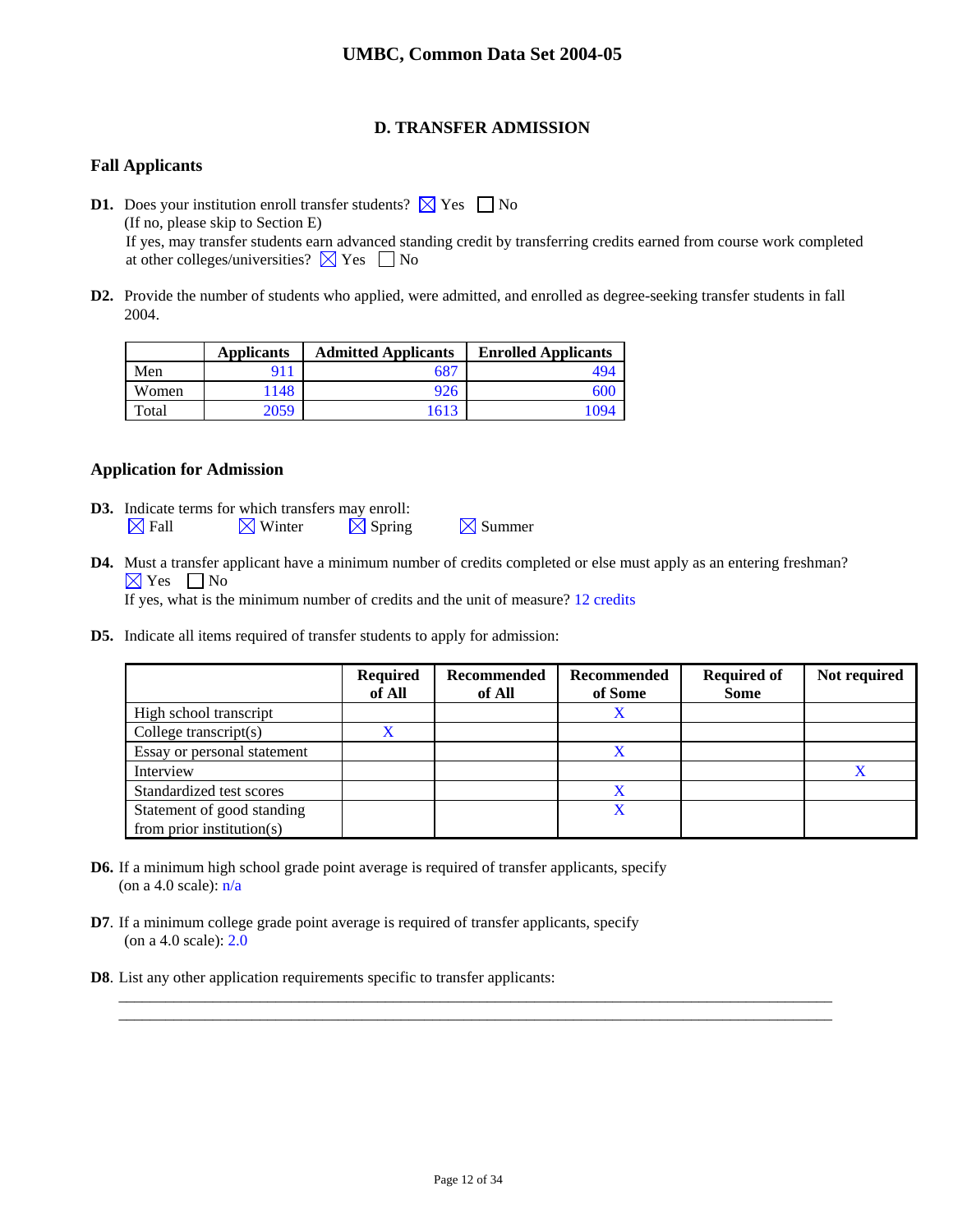# UMBC, Common Data Set 2004-05

## D. TRANSFER ADMISSION

### Fall Applicants

**D1.** Does your institution enroll transfer students? ☒ Yes ☐ No
(If no, please skip to Section E)
If yes, may transfer students earn advanced standing credit by transferring credits earned from course work completed at other colleges/universities? ☒ Yes ☐ No

**D2.** Provide the number of students who applied, were admitted, and enrolled as degree-seeking transfer students in fall 2004.

| | Applicants | Admitted Applicants | Enrolled Applicants |
|---|---|---|---|
| Men | 911 | 687 | 494 |
| Women | 1148 | 926 | 600 |
| Total | 2059 | 1613 | 1094 |

### Application for Admission

**D3.** Indicate terms for which transfers may enroll:
☒ Fall ☒ Winter ☒ Spring ☒ Summer

**D4.** Must a transfer applicant have a minimum number of credits completed or else must apply as an entering freshman?
☒ Yes ☐ No
If yes, what is the minimum number of credits and the unit of measure? 12 credits

**D5.** Indicate all items required of transfer students to apply for admission:

| | Required of All | Recommended of All | Recommended of Some | Required of Some | Not required |
|---|---|---|---|---|---|
| High school transcript | | | X | | |
| College transcript(s) | X | | | | |
| Essay or personal statement | | | X | | |
| Interview | | | | | X |
| Standardized test scores | | | X | | |
| Statement of good standing from prior institution(s) | | | X | | |

**D6.** If a minimum high school grade point average is required of transfer applicants, specify (on a 4.0 scale): n/a

**D7**. If a minimum college grade point average is required of transfer applicants, specify (on a 4.0 scale): 2.0

**D8**. List any other application requirements specific to transfer applicants: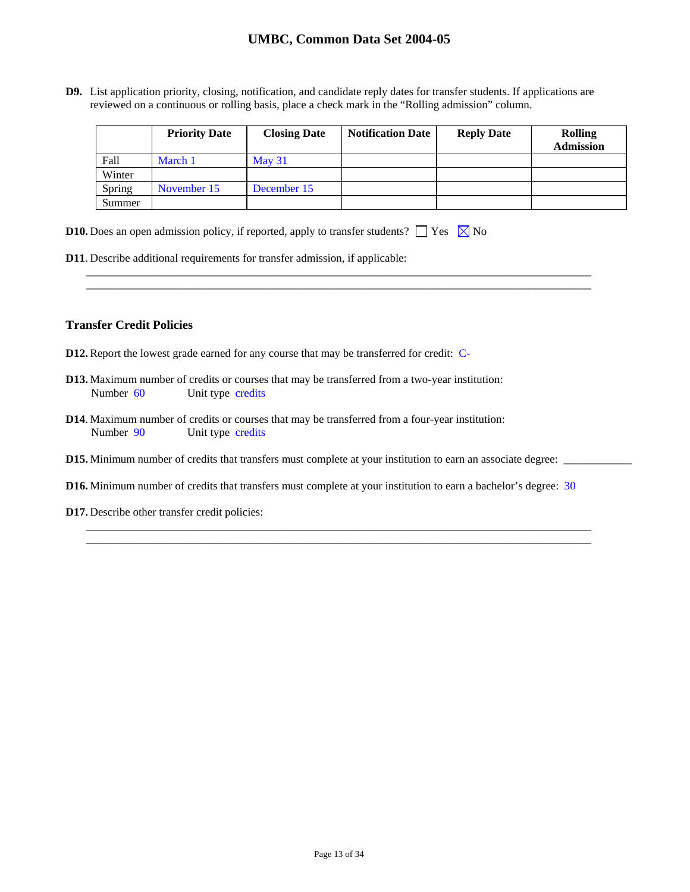**D9.** List application priority, closing, notification, and candidate reply dates for transfer students. If applications are reviewed on a continuous or rolling basis, place a check mark in the "Rolling admission" column.

| | Priority Date | Closing Date | Notification Date | Reply Date | Rolling Admission |
|---|---|---|---|---|---|
| Fall | March 1 | May 31 | | | |
| Winter | | | | | |
| Spring | November 15 | December 15 | | | |
| Summer | | | | | |

**D10.** Does an open admission policy, if reported, apply to transfer students? ☐ Yes ☒ No

**D11**. Describe additional requirements for transfer admission, if applicable:

______________________________________________________________________________

______________________________________________________________________________

### Transfer Credit Policies

**D12.** Report the lowest grade earned for any course that may be transferred for credit: C-

**D13.** Maximum number of credits or courses that may be transferred from a two-year institution:
Number 60 Unit type credits

**D14**. Maximum number of credits or courses that may be transferred from a four-year institution:
Number 90 Unit type credits

**D15.** Minimum number of credits that transfers must complete at your institution to earn an associate degree: ___________

**D16.** Minimum number of credits that transfers must complete at your institution to earn a bachelor's degree: 30

**D17.** Describe other transfer credit policies:

______________________________________________________________________________

______________________________________________________________________________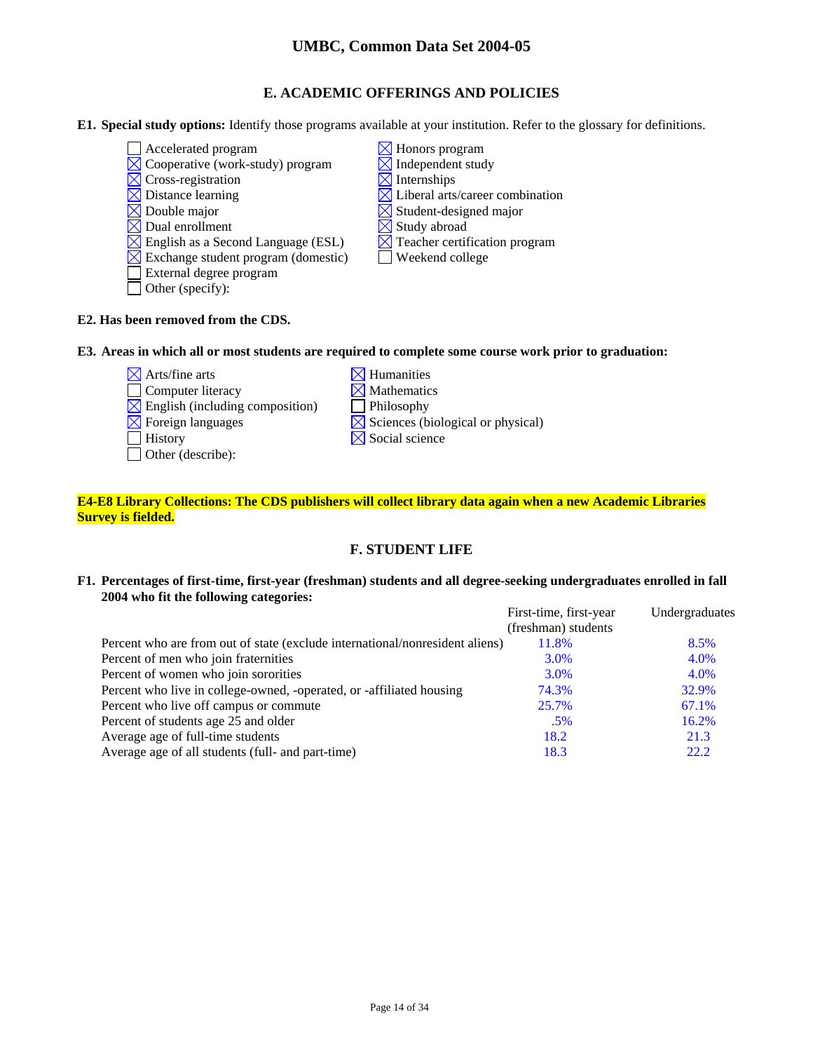## E. ACADEMIC OFFERINGS AND POLICIES

**E1. Special study options:** Identify those programs available at your institution. Refer to the glossary for definitions.

- ☐ Accelerated program
- ☒ Cooperative (work-study) program
- ☒ Cross-registration
- ☒ Distance learning
- ☒ Double major
- ☒ Dual enrollment
- ☒ English as a Second Language (ESL)
- ☒ Exchange student program (domestic)
- ☐ External degree program
- ☐ Other (specify):
- ☒ Honors program
- ☒ Independent study
- ☒ Internships
- ☒ Liberal arts/career combination
- ☒ Student-designed major
- ☒ Study abroad
- ☒ Teacher certification program
- ☐ Weekend college

**E2. Has been removed from the CDS.**

**E3. Areas in which all or most students are required to complete some course work prior to graduation:**

- ☒ Arts/fine arts
- ☐ Computer literacy
- ☒ English (including composition)
- ☒ Foreign languages
- ☐ History
- ☐ Other (describe):
- ☒ Humanities
- ☒ Mathematics
- ☐ Philosophy
- ☒ Sciences (biological or physical)
- ☒ Social science

**E4-E8 Library Collections: The CDS publishers will collect library data again when a new Academic Libraries Survey is fielded.**

## F. STUDENT LIFE

**F1. Percentages of first-time, first-year (freshman) students and all degree-seeking undergraduates enrolled in fall 2004 who fit the following categories:**

| | First-time, first-year (freshman) students | Undergraduates |
|---|---|---|
| Percent who are from out of state (exclude international/nonresident aliens) | 11.8% | 8.5% |
| Percent of men who join fraternities | 3.0% | 4.0% |
| Percent of women who join sororities | 3.0% | 4.0% |
| Percent who live in college-owned, -operated, or -affiliated housing | 74.3% | 32.9% |
| Percent who live off campus or commute | 25.7% | 67.1% |
| Percent of students age 25 and older | .5% | 16.2% |
| Average age of full-time students | 18.2 | 21.3 |
| Average age of all students (full- and part-time) | 18.3 | 22.2 |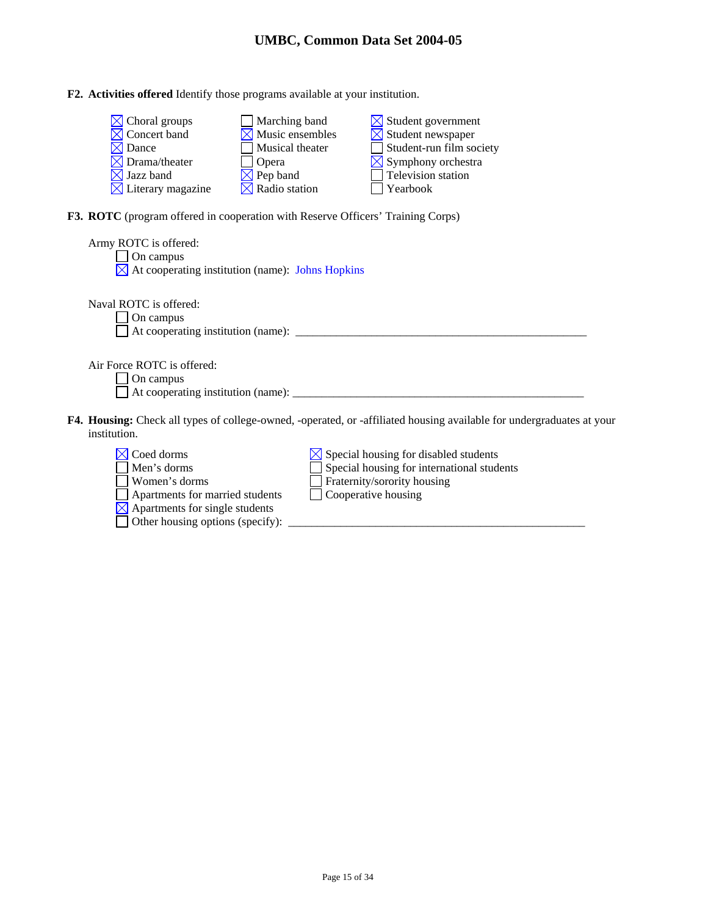**F2. Activities offered** Identify those programs available at your institution.

- [x] Choral groups
- [x] Concert band
- [x] Dance
- [x] Drama/theater
- [x] Jazz band
- [x] Literary magazine
- [ ] Marching band
- [x] Music ensembles
- [ ] Musical theater
- [ ] Opera
- [x] Pep band
- [x] Radio station
- [x] Student government
- [x] Student newspaper
- [ ] Student-run film society
- [x] Symphony orchestra
- [ ] Television station
- [ ] Yearbook

**F3. ROTC** (program offered in cooperation with Reserve Officers' Training Corps)

Army ROTC is offered:

- [ ] On campus
- [x] At cooperating institution (name): Johns Hopkins

Naval ROTC is offered:

- [ ] On campus
- [ ] At cooperating institution (name): ______________________________

Air Force ROTC is offered:

- [ ] On campus
- [ ] At cooperating institution (name): ______________________________

**F4. Housing:** Check all types of college-owned, -operated, or -affiliated housing available for undergraduates at your institution.

- [x] Coed dorms
- [ ] Men's dorms
- [ ] Women's dorms
- [ ] Apartments for married students
- [x] Apartments for single students
- [ ] Other housing options (specify): ______________________________
- [x] Special housing for disabled students
- [ ] Special housing for international students
- [ ] Fraternity/sorority housing
- [ ] Cooperative housing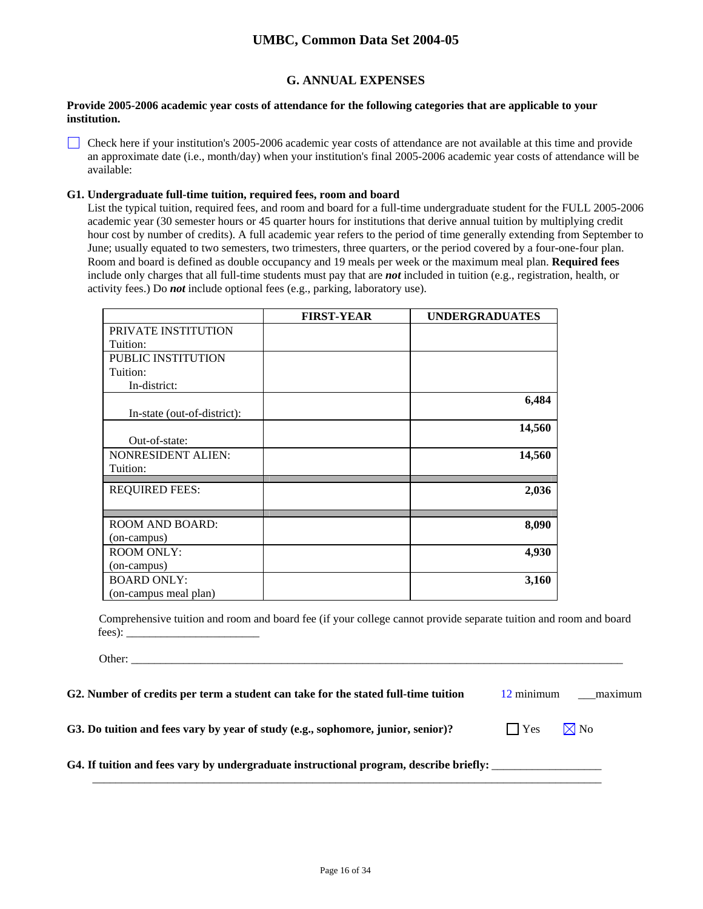## G. ANNUAL EXPENSES

**Provide 2005-2006 academic year costs of attendance for the following categories that are applicable to your institution.**

☐ Check here if your institution's 2005-2006 academic year costs of attendance are not available at this time and provide an approximate date (i.e., month/day) when your institution's final 2005-2006 academic year costs of attendance will be available:

**G1. Undergraduate full-time tuition, required fees, room and board**

List the typical tuition, required fees, and room and board for a full-time undergraduate student for the FULL 2005-2006 academic year (30 semester hours or 45 quarter hours for institutions that derive annual tuition by multiplying credit hour cost by number of credits). A full academic year refers to the period of time generally extending from September to June; usually equated to two semesters, two trimesters, three quarters, or the period covered by a four-one-four plan. Room and board is defined as double occupancy and 19 meals per week or the maximum meal plan. **Required fees** include only charges that all full-time students must pay that are ***not*** included in tuition (e.g., registration, health, or activity fees.) Do ***not*** include optional fees (e.g., parking, laboratory use).

| | FIRST-YEAR | UNDERGRADUATES |
|---|---|---|
| PRIVATE INSTITUTION Tuition: | | |
| PUBLIC INSTITUTION Tuition: In-district: | | |
| In-state (out-of-district): | | **6,484** |
| Out-of-state: | | **14,560** |
| NONRESIDENT ALIEN: Tuition: | | **14,560** |
| REQUIRED FEES: | | **2,036** |
| ROOM AND BOARD: (on-campus) | | **8,090** |
| ROOM ONLY: (on-campus) | | **4,930** |
| BOARD ONLY: (on-campus meal plan) | | **3,160** |

Comprehensive tuition and room and board fee (if your college cannot provide separate tuition and room and board fees): _______________________

Other: ___________________________________________________________________________________________

**G2. Number of credits per term a student can take for the stated full-time tuition** 12 minimum ___maximum

**G3. Do tuition and fees vary by year of study (e.g., sophomore, junior, senior)?** ☐ Yes ☒ No

**G4. If tuition and fees vary by undergraduate instructional program, describe briefly:** __________________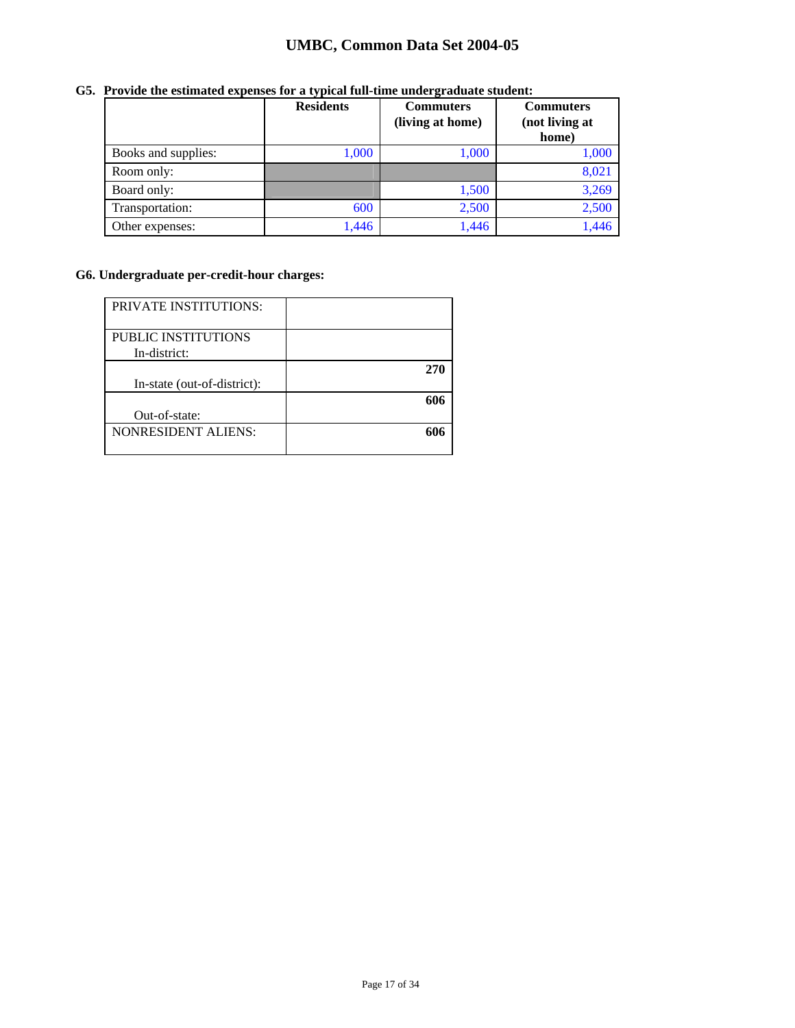**G5. Provide the estimated expenses for a typical full-time undergraduate student:**

| | Residents | Commuters (living at home) | Commuters (not living at home) |
|---|---|---|---|
| Books and supplies: | 1,000 | 1,000 | 1,000 |
| Room only: | | | 8,021 |
| Board only: | | 1,500 | 3,269 |
| Transportation: | 600 | 2,500 | 2,500 |
| Other expenses: | 1,446 | 1,446 | 1,446 |

**G6. Undergraduate per-credit-hour charges:**

| | |
|---|---|
| PRIVATE INSTITUTIONS: | |
| PUBLIC INSTITUTIONS In-district: | |
| In-state (out-of-district): | **270** |
| Out-of-state: | **606** |
| NONRESIDENT ALIENS: | **606** |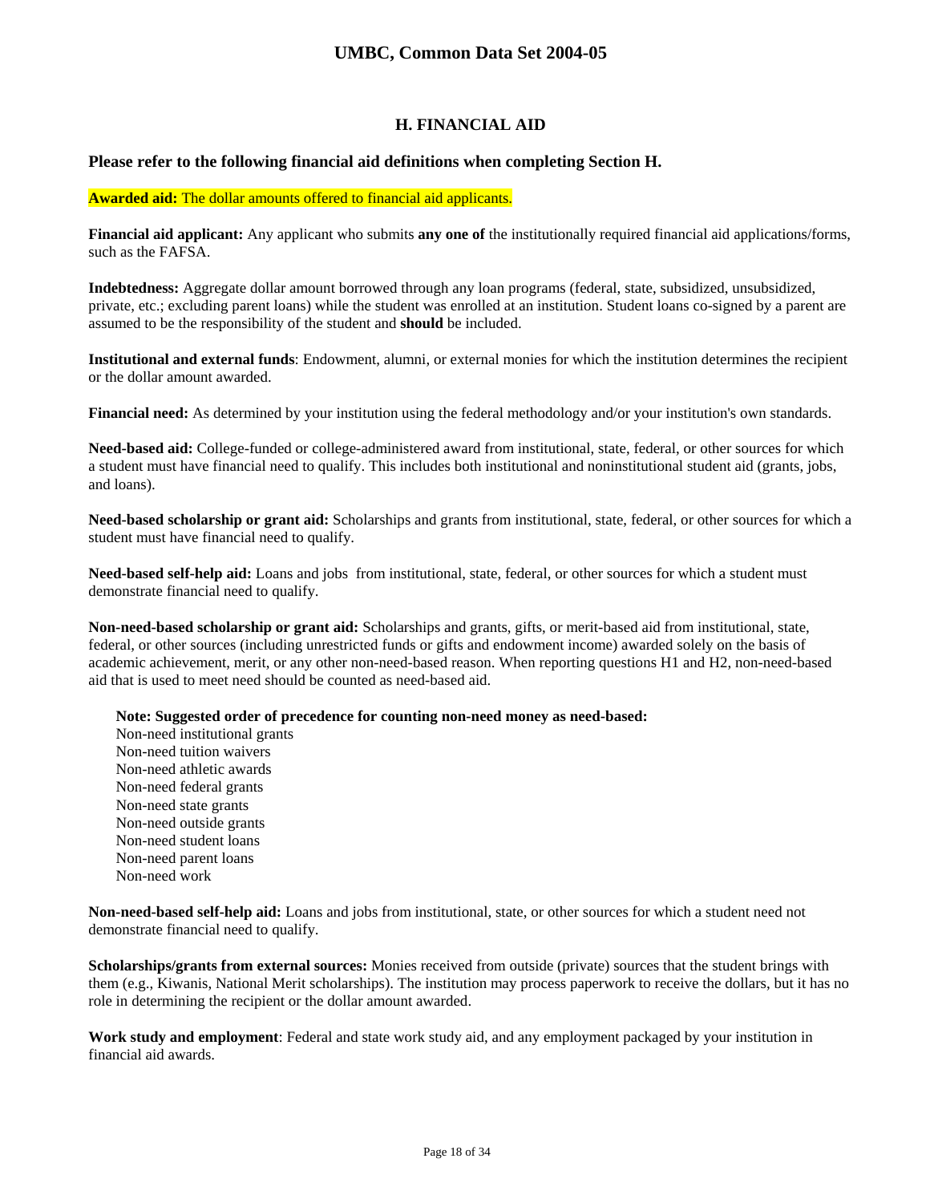## H. FINANCIAL AID

### Please refer to the following financial aid definitions when completing Section H.

**Awarded aid:** The dollar amounts offered to financial aid applicants.

**Financial aid applicant:** Any applicant who submits **any one of** the institutionally required financial aid applications/forms, such as the FAFSA.

**Indebtedness:** Aggregate dollar amount borrowed through any loan programs (federal, state, subsidized, unsubsidized, private, etc.; excluding parent loans) while the student was enrolled at an institution. Student loans co-signed by a parent are assumed to be the responsibility of the student and **should** be included.

**Institutional and external funds**: Endowment, alumni, or external monies for which the institution determines the recipient or the dollar amount awarded.

**Financial need:** As determined by your institution using the federal methodology and/or your institution's own standards.

**Need-based aid:** College-funded or college-administered award from institutional, state, federal, or other sources for which a student must have financial need to qualify. This includes both institutional and noninstitutional student aid (grants, jobs, and loans).

**Need-based scholarship or grant aid:** Scholarships and grants from institutional, state, federal, or other sources for which a student must have financial need to qualify.

**Need-based self-help aid:** Loans and jobs from institutional, state, federal, or other sources for which a student must demonstrate financial need to qualify.

**Non-need-based scholarship or grant aid:** Scholarships and grants, gifts, or merit-based aid from institutional, state, federal, or other sources (including unrestricted funds or gifts and endowment income) awarded solely on the basis of academic achievement, merit, or any other non-need-based reason. When reporting questions H1 and H2, non-need-based aid that is used to meet need should be counted as need-based aid.

**Note: Suggested order of precedence for counting non-need money as need-based:**
Non-need institutional grants
Non-need tuition waivers
Non-need athletic awards
Non-need federal grants
Non-need state grants
Non-need outside grants
Non-need student loans
Non-need parent loans
Non-need work

**Non-need-based self-help aid:** Loans and jobs from institutional, state, or other sources for which a student need not demonstrate financial need to qualify.

**Scholarships/grants from external sources:** Monies received from outside (private) sources that the student brings with them (e.g., Kiwanis, National Merit scholarships). The institution may process paperwork to receive the dollars, but it has no role in determining the recipient or the dollar amount awarded.

**Work study and employment**: Federal and state work study aid, and any employment packaged by your institution in financial aid awards.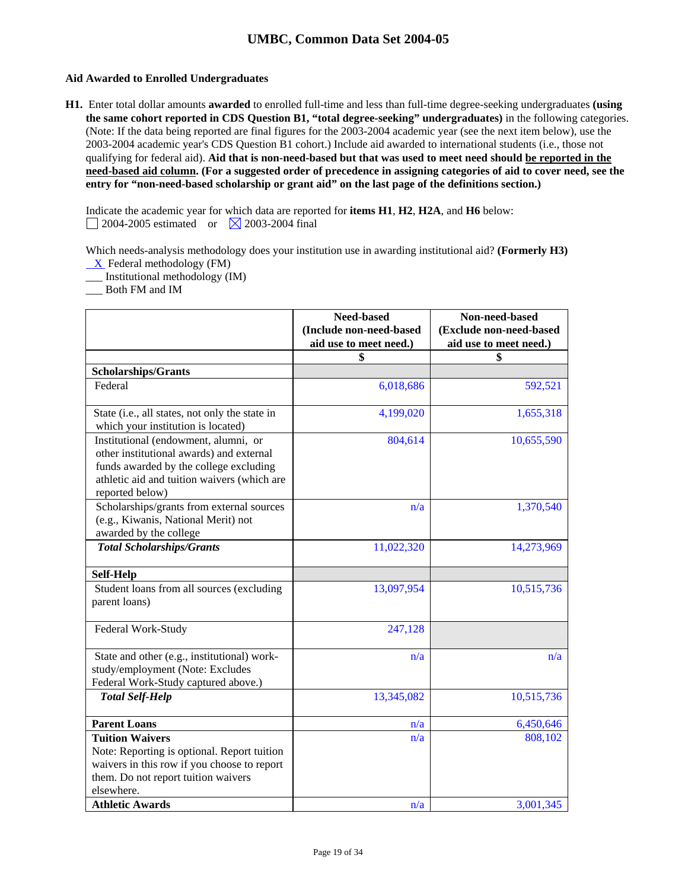### Aid Awarded to Enrolled Undergraduates

**H1.** Enter total dollar amounts **awarded** to enrolled full-time and less than full-time degree-seeking undergraduates **(using the same cohort reported in CDS Question B1, "total degree-seeking" undergraduates)** in the following categories. (Note: If the data being reported are final figures for the 2003-2004 academic year (see the next item below), use the 2003-2004 academic year's CDS Question B1 cohort.) Include aid awarded to international students (i.e., those not qualifying for federal aid). **Aid that is non-need-based but that was used to meet need should be reported in the need-based aid column. (For a suggested order of precedence in assigning categories of aid to cover need, see the entry for "non-need-based scholarship or grant aid" on the last page of the definitions section.)**

Indicate the academic year for which data are reported for **items H1**, **H2**, **H2A**, and **H6** below:
☐ 2004-2005 estimated or ☒ 2003-2004 final

Which needs-analysis methodology does your institution use in awarding institutional aid? **(Formerly H3)**
_X_ Federal methodology (FM)
___ Institutional methodology (IM)
___ Both FM and IM

| | Need-based (Include non-need-based aid use to meet need.) | Non-need-based (Exclude non-need-based aid use to meet need.) |
|---|---|---|
| | $ | $ |
| **Scholarships/Grants** | | |
| Federal | 6,018,686 | 592,521 |
| State (i.e., all states, not only the state in which your institution is located) | 4,199,020 | 1,655,318 |
| Institutional (endowment, alumni, or other institutional awards) and external funds awarded by the college excluding athletic aid and tuition waivers (which are reported below) | 804,614 | 10,655,590 |
| Scholarships/grants from external sources (e.g., Kiwanis, National Merit) not awarded by the college | n/a | 1,370,540 |
| ***Total Scholarships/Grants*** | 11,022,320 | 14,273,969 |
| **Self-Help** | | |
| Student loans from all sources (excluding parent loans) | 13,097,954 | 10,515,736 |
| Federal Work-Study | 247,128 | |
| State and other (e.g., institutional) work-study/employment (Note: Excludes Federal Work-Study captured above.) | n/a | n/a |
| ***Total Self-Help*** | 13,345,082 | 10,515,736 |
| **Parent Loans** | n/a | 6,450,646 |
| **Tuition Waivers** Note: Reporting is optional. Report tuition waivers in this row if you choose to report them. Do not report tuition waivers elsewhere. | n/a | 808,102 |
| **Athletic Awards** | n/a | 3,001,345 |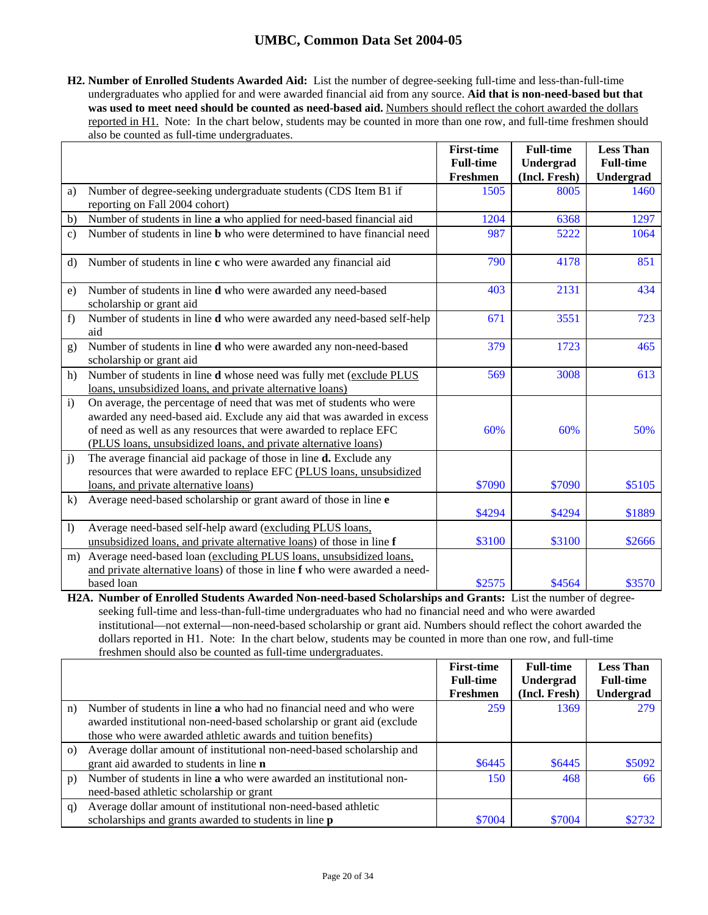**H2. Number of Enrolled Students Awarded Aid:** List the number of degree-seeking full-time and less-than-full-time undergraduates who applied for and were awarded financial aid from any source. **Aid that is non-need-based but that was used to meet need should be counted as need-based aid.** Numbers should reflect the cohort awarded the dollars reported in H1. Note: In the chart below, students may be counted in more than one row, and full-time freshmen should also be counted as full-time undergraduates.

| | | First-time Full-time Freshmen | Full-time Undergrad (Incl. Fresh) | Less Than Full-time Undergrad |
|---|---|---|---|---|
| a) | Number of degree-seeking undergraduate students (CDS Item B1 if reporting on Fall 2004 cohort) | 1505 | 8005 | 1460 |
| b) | Number of students in line **a** who applied for need-based financial aid | 1204 | 6368 | 1297 |
| c) | Number of students in line **b** who were determined to have financial need | 987 | 5222 | 1064 |
| d) | Number of students in line **c** who were awarded any financial aid | 790 | 4178 | 851 |
| e) | Number of students in line **d** who were awarded any need-based scholarship or grant aid | 403 | 2131 | 434 |
| f) | Number of students in line **d** who were awarded any need-based self-help aid | 671 | 3551 | 723 |
| g) | Number of students in line **d** who were awarded any non-need-based scholarship or grant aid | 379 | 1723 | 465 |
| h) | Number of students in line **d** whose need was fully met (exclude PLUS loans, unsubsidized loans, and private alternative loans) | 569 | 3008 | 613 |
| i) | On average, the percentage of need that was met of students who were awarded any need-based aid. Exclude any aid that was awarded in excess of need as well as any resources that were awarded to replace EFC (PLUS loans, unsubsidized loans, and private alternative loans) | 60% | 60% | 50% |
| j) | The average financial aid package of those in line **d.** Exclude any resources that were awarded to replace EFC (PLUS loans, unsubsidized loans, and private alternative loans) | $7090 | $7090 | $5105 |
| k) | Average need-based scholarship or grant award of those in line **e** | $4294 | $4294 | $1889 |
| l) | Average need-based self-help award (excluding PLUS loans, unsubsidized loans, and private alternative loans) of those in line **f** | $3100 | $3100 | $2666 |
| m) | Average need-based loan (excluding PLUS loans, unsubsidized loans, and private alternative loans) of those in line **f** who were awarded a need-based loan | $2575 | $4564 | $3570 |

**H2A. Number of Enrolled Students Awarded Non-need-based Scholarships and Grants:** List the number of degree-seeking full-time and less-than-full-time undergraduates who had no financial need and who were awarded institutional—not external—non-need-based scholarship or grant aid. Numbers should reflect the cohort awarded the dollars reported in H1. Note: In the chart below, students may be counted in more than one row, and full-time freshmen should also be counted as full-time undergraduates.

| | | First-time Full-time Freshmen | Full-time Undergrad (Incl. Fresh) | Less Than Full-time Undergrad |
|---|---|---|---|---|
| n) | Number of students in line **a** who had no financial need and who were awarded institutional non-need-based scholarship or grant aid (exclude those who were awarded athletic awards and tuition benefits) | 259 | 1369 | 279 |
| o) | Average dollar amount of institutional non-need-based scholarship and grant aid awarded to students in line **n** | $6445 | $6445 | $5092 |
| p) | Number of students in line **a** who were awarded an institutional non-need-based athletic scholarship or grant | 150 | 468 | 66 |
| q) | Average dollar amount of institutional non-need-based athletic scholarships and grants awarded to students in line **p** | $7004 | $7004 | $2732 |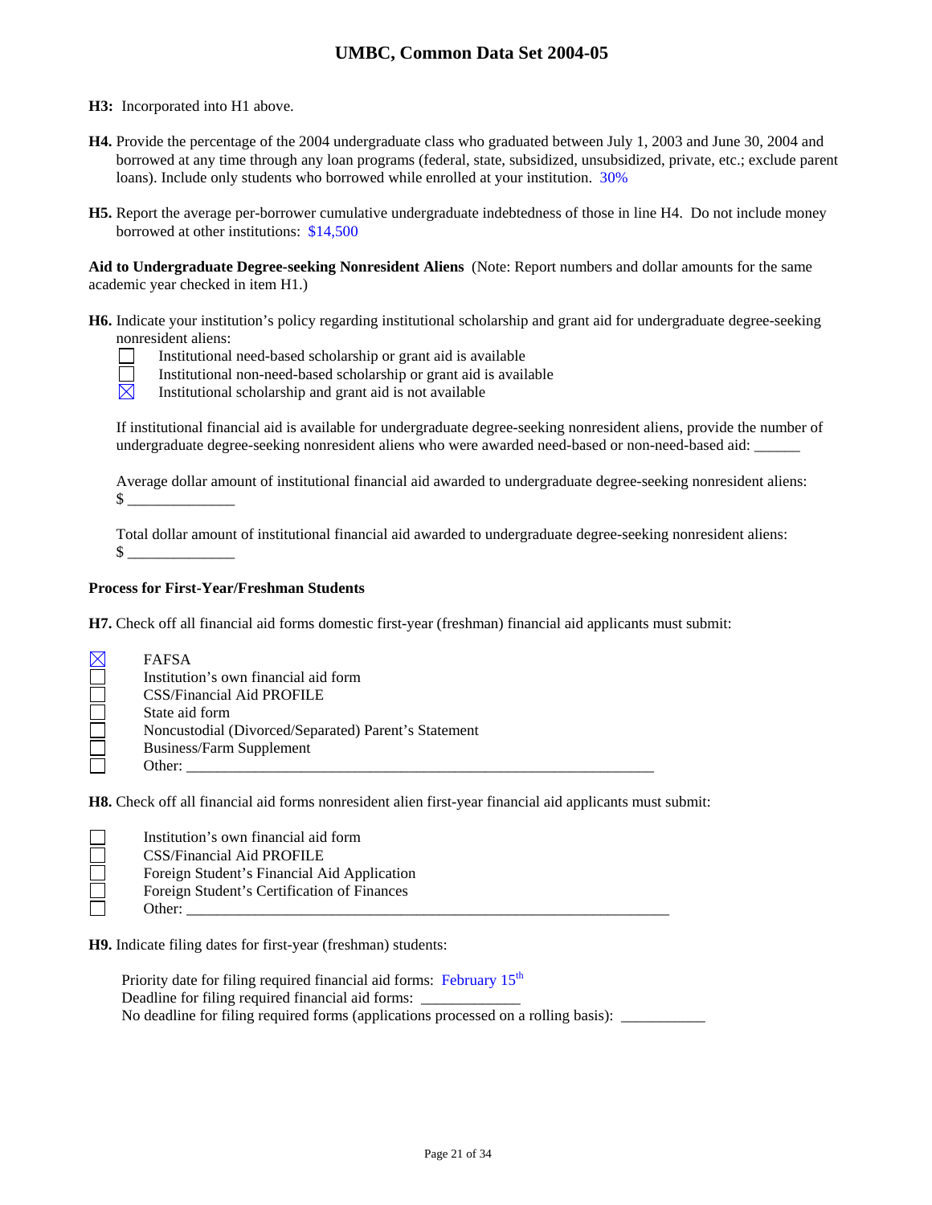**H3:** Incorporated into H1 above.

**H4.** Provide the percentage of the 2004 undergraduate class who graduated between July 1, 2003 and June 30, 2004 and borrowed at any time through any loan programs (federal, state, subsidized, unsubsidized, private, etc.; exclude parent loans). Include only students who borrowed while enrolled at your institution. 30%

**H5.** Report the average per-borrower cumulative undergraduate indebtedness of those in line H4. Do not include money borrowed at other institutions: $14,500

**Aid to Undergraduate Degree-seeking Nonresident Aliens** (Note: Report numbers and dollar amounts for the same academic year checked in item H1.)

**H6.** Indicate your institution's policy regarding institutional scholarship and grant aid for undergraduate degree-seeking nonresident aliens:

- [ ] Institutional need-based scholarship or grant aid is available
- [ ] Institutional non-need-based scholarship or grant aid is available
- [x] Institutional scholarship and grant aid is not available

If institutional financial aid is available for undergraduate degree-seeking nonresident aliens, provide the number of undergraduate degree-seeking nonresident aliens who were awarded need-based or non-need-based aid: ______

Average dollar amount of institutional financial aid awarded to undergraduate degree-seeking nonresident aliens: $ ______________

Total dollar amount of institutional financial aid awarded to undergraduate degree-seeking nonresident aliens: $ ______________

**Process for First-Year/Freshman Students**

**H7.** Check off all financial aid forms domestic first-year (freshman) financial aid applicants must submit:

- [x] FAFSA
- [ ] Institution's own financial aid form
- [ ] CSS/Financial Aid PROFILE
- [ ] State aid form
- [ ] Noncustodial (Divorced/Separated) Parent's Statement
- [ ] Business/Farm Supplement
- [ ] Other: ______________________________________________

**H8.** Check off all financial aid forms nonresident alien first-year financial aid applicants must submit:

- [ ] Institution's own financial aid form
- [ ] CSS/Financial Aid PROFILE
- [ ] Foreign Student's Financial Aid Application
- [ ] Foreign Student's Certification of Finances
- [ ] Other: ______________________________________________

**H9.** Indicate filing dates for first-year (freshman) students:

Priority date for filing required financial aid forms: February 15th

Deadline for filing required financial aid forms: _____________

No deadline for filing required forms (applications processed on a rolling basis): ___________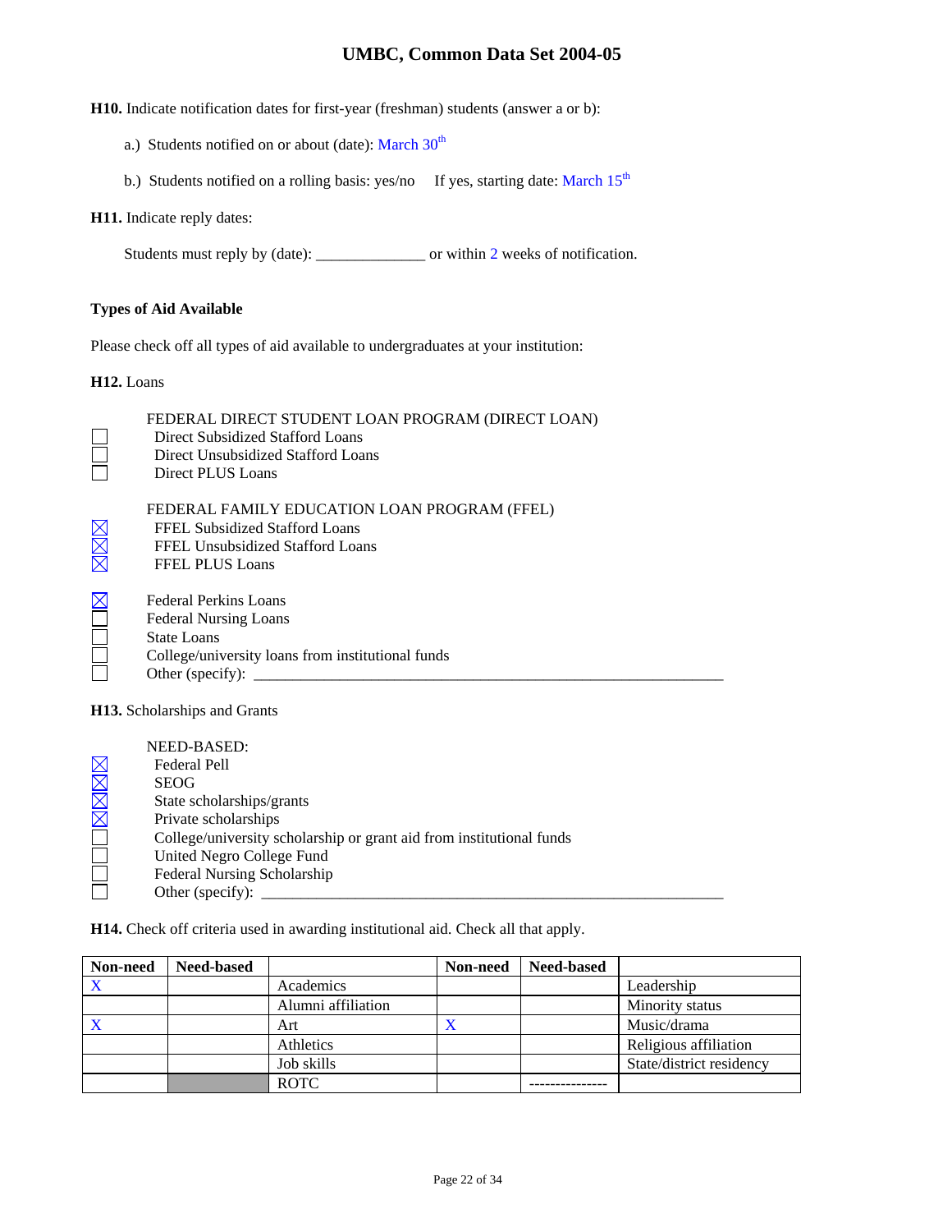**H10.** Indicate notification dates for first-year (freshman) students (answer a or b):

a.) Students notified on or about (date): March 30th

b.) Students notified on a rolling basis: yes/no  If yes, starting date: March 15th

**H11.** Indicate reply dates:

Students must reply by (date): ______________ or within 2 weeks of notification.

**Types of Aid Available**

Please check off all types of aid available to undergraduates at your institution:

**H12.** Loans

FEDERAL DIRECT STUDENT LOAN PROGRAM (DIRECT LOAN)

- ☐ Direct Subsidized Stafford Loans
- ☐ Direct Unsubsidized Stafford Loans
- ☐ Direct PLUS Loans

FEDERAL FAMILY EDUCATION LOAN PROGRAM (FFEL)

- ☒ FFEL Subsidized Stafford Loans
- ☒ FFEL Unsubsidized Stafford Loans
- ☒ FFEL PLUS Loans

- ☒ Federal Perkins Loans
- ☐ Federal Nursing Loans
- ☐ State Loans
- ☐ College/university loans from institutional funds
- ☐ Other (specify): ______________________________________________________________

**H13.** Scholarships and Grants

NEED-BASED:

- ☒ Federal Pell
- ☒ SEOG
- ☒ State scholarships/grants
- ☒ Private scholarships
- ☐ College/university scholarship or grant aid from institutional funds
- ☐ United Negro College Fund
- ☐ Federal Nursing Scholarship
- ☐ Other (specify): ______________________________________________________________

**H14.** Check off criteria used in awarding institutional aid. Check all that apply.

| Non-need | Need-based | | Non-need | Need-based | |
|---|---|---|---|---|---|
| X | | Academics | | | Leadership |
| | | Alumni affiliation | | | Minority status |
| X | | Art | X | | Music/drama |
| | | Athletics | | | Religious affiliation |
| | | Job skills | | | State/district residency |
| | | ROTC | | --------------- | |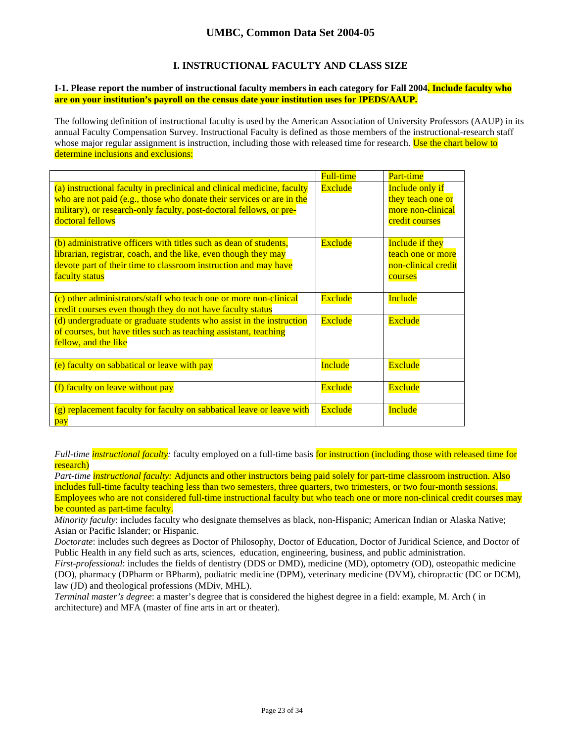## I. INSTRUCTIONAL FACULTY AND CLASS SIZE

**I-1. Please report the number of instructional faculty members in each category for Fall 2004. Include faculty who are on your institution's payroll on the census date your institution uses for IPEDS/AAUP.**

The following definition of instructional faculty is used by the American Association of University Professors (AAUP) in its annual Faculty Compensation Survey. Instructional Faculty is defined as those members of the instructional-research staff whose major regular assignment is instruction, including those with released time for research. Use the chart below to determine inclusions and exclusions:

| | Full-time | Part-time |
|---|---|---|
| (a) instructional faculty in preclinical and clinical medicine, faculty who are not paid (e.g., those who donate their services or are in the military), or research-only faculty, post-doctoral fellows, or pre-doctoral fellows | Exclude | Include only if they teach one or more non-clinical credit courses |
| (b) administrative officers with titles such as dean of students, librarian, registrar, coach, and the like, even though they may devote part of their time to classroom instruction and may have faculty status | Exclude | Include if they teach one or more non-clinical credit courses |
| (c) other administrators/staff who teach one or more non-clinical credit courses even though they do not have faculty status | Exclude | Include |
| (d) undergraduate or graduate students who assist in the instruction of courses, but have titles such as teaching assistant, teaching fellow, and the like | Exclude | Exclude |
| (e) faculty on sabbatical or leave with pay | Include | Exclude |
| (f) faculty on leave without pay | Exclude | Exclude |
| (g) replacement faculty for faculty on sabbatical leave or leave with pay | Exclude | Include |

*Full-time instructional faculty:* faculty employed on a full-time basis for instruction (including those with released time for research)

*Part-time instructional faculty:* Adjuncts and other instructors being paid solely for part-time classroom instruction. Also includes full-time faculty teaching less than two semesters, three quarters, two trimesters, or two four-month sessions. Employees who are not considered full-time instructional faculty but who teach one or more non-clinical credit courses may be counted as part-time faculty.

*Minority faculty*: includes faculty who designate themselves as black, non-Hispanic; American Indian or Alaska Native; Asian or Pacific Islander; or Hispanic.

*Doctorate*: includes such degrees as Doctor of Philosophy, Doctor of Education, Doctor of Juridical Science, and Doctor of Public Health in any field such as arts, sciences, education, engineering, business, and public administration.

*First-professional*: includes the fields of dentistry (DDS or DMD), medicine (MD), optometry (OD), osteopathic medicine (DO), pharmacy (DPharm or BPharm), podiatric medicine (DPM), veterinary medicine (DVM), chiropractic (DC or DCM), law (JD) and theological professions (MDiv, MHL).

*Terminal master's degree*: a master's degree that is considered the highest degree in a field: example, M. Arch ( in architecture) and MFA (master of fine arts in art or theater).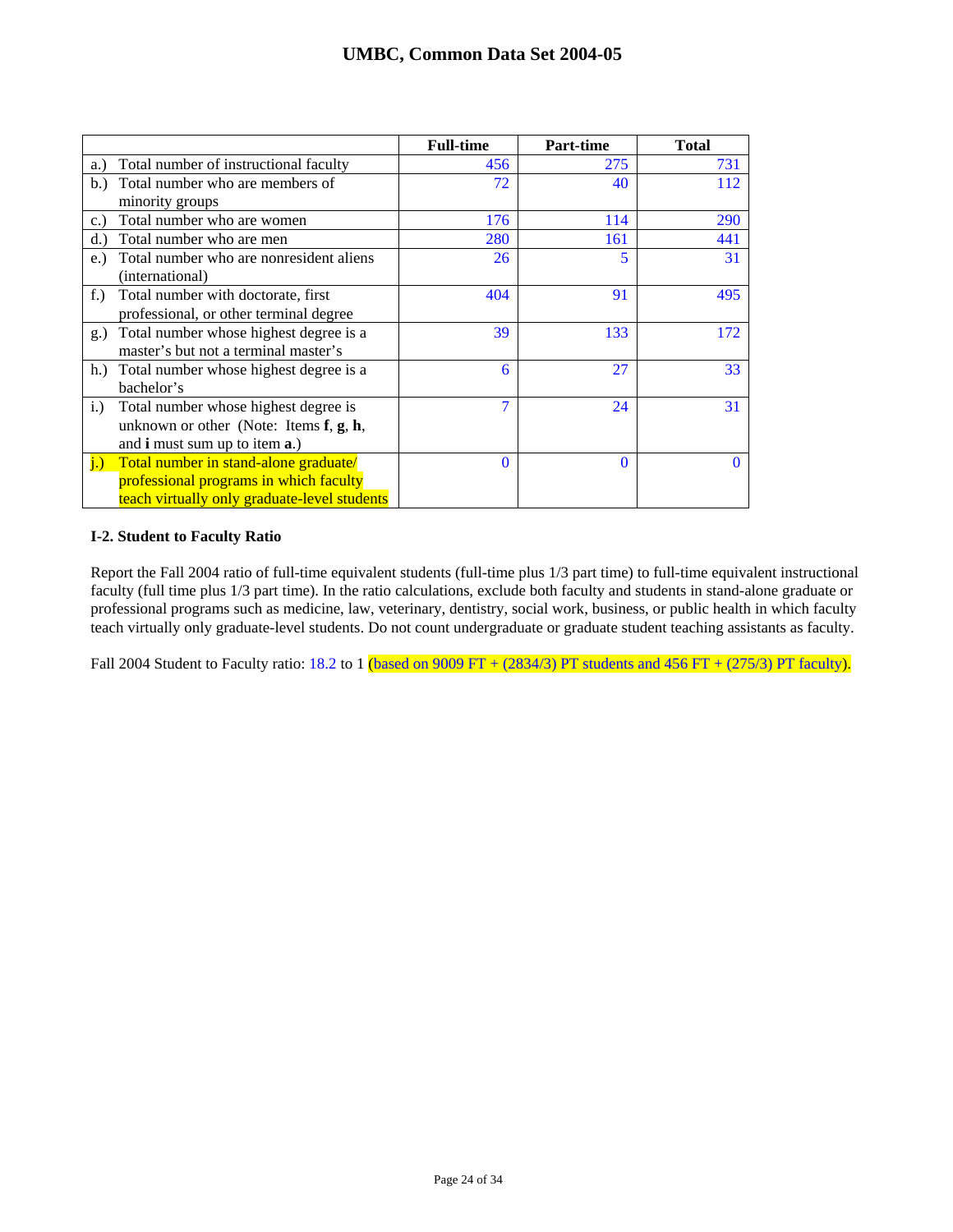# UMBC, Common Data Set 2004-05

| | Full-time | Part-time | Total |
|---|---|---|---|
| a.) Total number of instructional faculty | 456 | 275 | 731 |
| b.) Total number who are members of minority groups | 72 | 40 | 112 |
| c.) Total number who are women | 176 | 114 | 290 |
| d.) Total number who are men | 280 | 161 | 441 |
| e.) Total number who are nonresident aliens (international) | 26 | 5 | 31 |
| f.) Total number with doctorate, first professional, or other terminal degree | 404 | 91 | 495 |
| g.) Total number whose highest degree is a master's but not a terminal master's | 39 | 133 | 172 |
| h.) Total number whose highest degree is a bachelor's | 6 | 27 | 33 |
| i.) Total number whose highest degree is unknown or other (Note: Items **f**, **g**, **h**, and **i** must sum up to item **a**.) | 7 | 24 | 31 |
| j.) Total number in stand-alone graduate/ professional programs in which faculty teach virtually only graduate-level students | 0 | 0 | 0 |

### I-2. Student to Faculty Ratio

Report the Fall 2004 ratio of full-time equivalent students (full-time plus 1/3 part time) to full-time equivalent instructional faculty (full time plus 1/3 part time). In the ratio calculations, exclude both faculty and students in stand-alone graduate or professional programs such as medicine, law, veterinary, dentistry, social work, business, or public health in which faculty teach virtually only graduate-level students. Do not count undergraduate or graduate student teaching assistants as faculty.

Fall 2004 Student to Faculty ratio: 18.2 to 1 (based on 9009 FT + (2834/3) PT students and 456 FT + (275/3) PT faculty).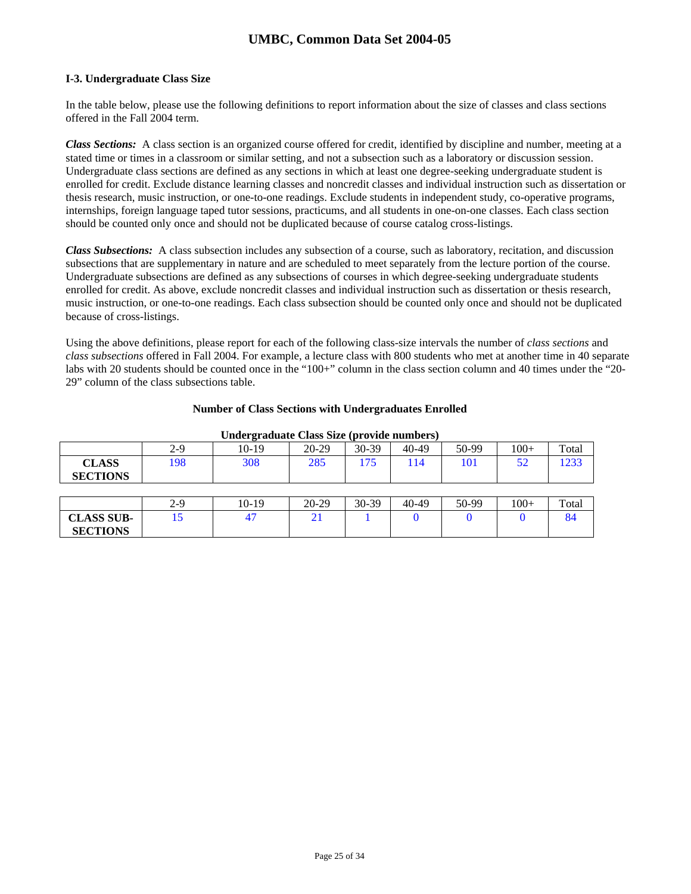### I-3. Undergraduate Class Size

In the table below, please use the following definitions to report information about the size of classes and class sections offered in the Fall 2004 term.

***Class Sections:*** A class section is an organized course offered for credit, identified by discipline and number, meeting at a stated time or times in a classroom or similar setting, and not a subsection such as a laboratory or discussion session. Undergraduate class sections are defined as any sections in which at least one degree-seeking undergraduate student is enrolled for credit. Exclude distance learning classes and noncredit classes and individual instruction such as dissertation or thesis research, music instruction, or one-to-one readings. Exclude students in independent study, co-operative programs, internships, foreign language taped tutor sessions, practicums, and all students in one-on-one classes. Each class section should be counted only once and should not be duplicated because of course catalog cross-listings.

***Class Subsections:*** A class subsection includes any subsection of a course, such as laboratory, recitation, and discussion subsections that are supplementary in nature and are scheduled to meet separately from the lecture portion of the course. Undergraduate subsections are defined as any subsections of courses in which degree-seeking undergraduate students enrolled for credit. As above, exclude noncredit classes and individual instruction such as dissertation or thesis research, music instruction, or one-to-one readings. Each class subsection should be counted only once and should not be duplicated because of cross-listings.

Using the above definitions, please report for each of the following class-size intervals the number of *class sections* and *class subsections* offered in Fall 2004. For example, a lecture class with 800 students who met at another time in 40 separate labs with 20 students should be counted once in the "100+" column in the class section column and 40 times under the "20-29" column of the class subsections table.

**Number of Class Sections with Undergraduates Enrolled**

**Undergraduate Class Size (provide numbers)**

| | 2-9 | 10-19 | 20-29 | 30-39 | 40-49 | 50-99 | 100+ | Total |
|---|---|---|---|---|---|---|---|---|
| **CLASS SECTIONS** | 198 | 308 | 285 | 175 | 114 | 101 | 52 | 1233 |

| | 2-9 | 10-19 | 20-29 | 30-39 | 40-49 | 50-99 | 100+ | Total |
|---|---|---|---|---|---|---|---|---|
| **CLASS SUB-SECTIONS** | 15 | 47 | 21 | 1 | 0 | 0 | 0 | 84 |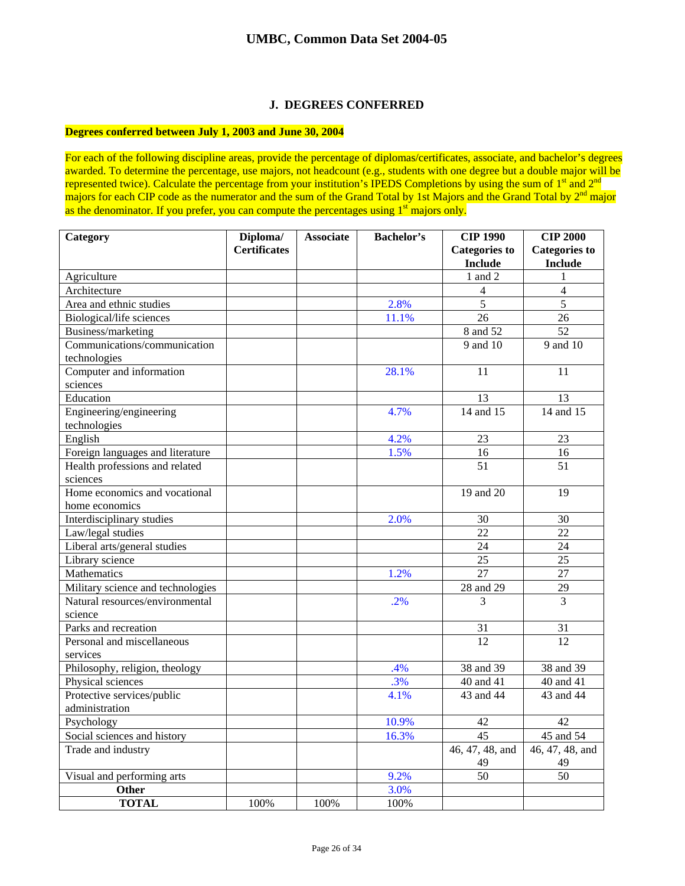## J. DEGREES CONFERRED

**Degrees conferred between July 1, 2003 and June 30, 2004**

For each of the following discipline areas, provide the percentage of diplomas/certificates, associate, and bachelor's degrees awarded. To determine the percentage, use majors, not headcount (e.g., students with one degree but a double major will be represented twice). Calculate the percentage from your institution's IPEDS Completions by using the sum of 1st and 2nd majors for each CIP code as the numerator and the sum of the Grand Total by 1st Majors and the Grand Total by 2nd major as the denominator. If you prefer, you can compute the percentages using 1st majors only.

| Category | Diploma/ Certificates | Associate | Bachelor's | CIP 1990 Categories to Include | CIP 2000 Categories to Include |
|---|---|---|---|---|---|
| Agriculture | | | | 1 and 2 | 1 |
| Architecture | | | | 4 | 4 |
| Area and ethnic studies | | | 2.8% | 5 | 5 |
| Biological/life sciences | | | 11.1% | 26 | 26 |
| Business/marketing | | | | 8 and 52 | 52 |
| Communications/communication technologies | | | | 9 and 10 | 9 and 10 |
| Computer and information sciences | | | 28.1% | 11 | 11 |
| Education | | | | 13 | 13 |
| Engineering/engineering technologies | | | 4.7% | 14 and 15 | 14 and 15 |
| English | | | 4.2% | 23 | 23 |
| Foreign languages and literature | | | 1.5% | 16 | 16 |
| Health professions and related sciences | | | | 51 | 51 |
| Home economics and vocational home economics | | | | 19 and 20 | 19 |
| Interdisciplinary studies | | | 2.0% | 30 | 30 |
| Law/legal studies | | | | 22 | 22 |
| Liberal arts/general studies | | | | 24 | 24 |
| Library science | | | | 25 | 25 |
| Mathematics | | | 1.2% | 27 | 27 |
| Military science and technologies | | | | 28 and 29 | 29 |
| Natural resources/environmental science | | | .2% | 3 | 3 |
| Parks and recreation | | | | 31 | 31 |
| Personal and miscellaneous services | | | | 12 | 12 |
| Philosophy, religion, theology | | | .4% | 38 and 39 | 38 and 39 |
| Physical sciences | | | .3% | 40 and 41 | 40 and 41 |
| Protective services/public administration | | | 4.1% | 43 and 44 | 43 and 44 |
| Psychology | | | 10.9% | 42 | 42 |
| Social sciences and history | | | 16.3% | 45 | 45 and 54 |
| Trade and industry | | | | 46, 47, 48, and 49 | 46, 47, 48, and 49 |
| Visual and performing arts | | | 9.2% | 50 | 50 |
| **Other** | | | 3.0% | | |
| **TOTAL** | 100% | 100% | 100% | | |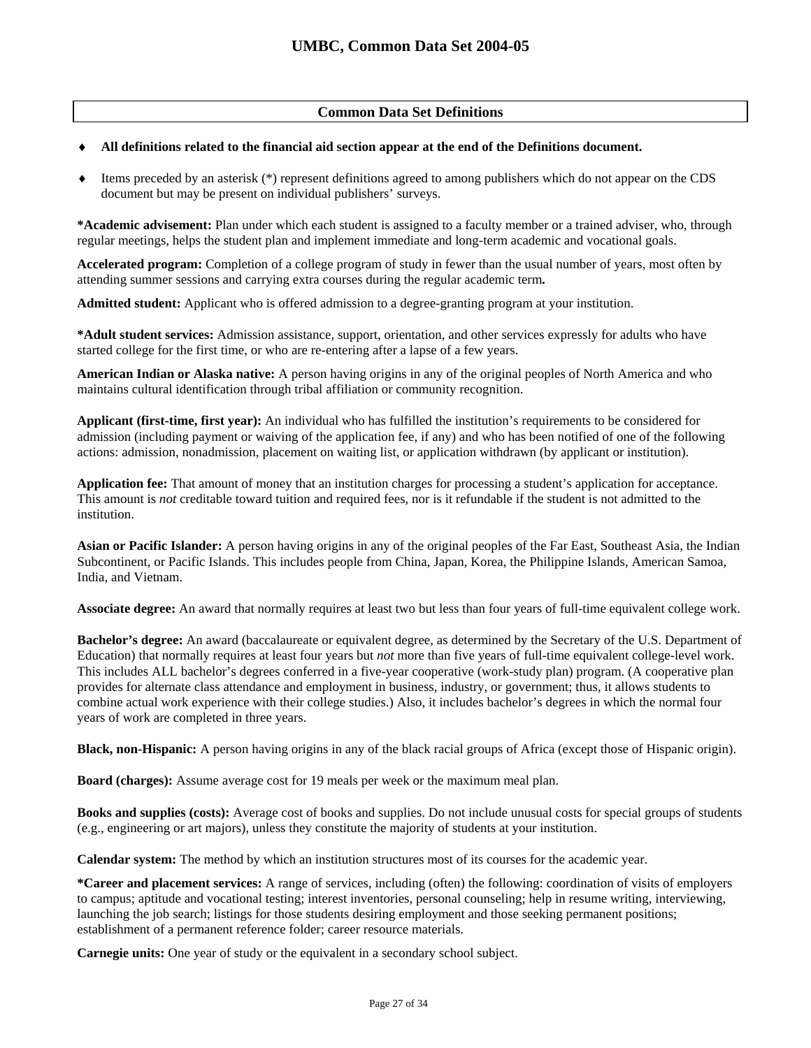## Common Data Set Definitions

- **All definitions related to the financial aid section appear at the end of the Definitions document.**
- Items preceded by an asterisk (*) represent definitions agreed to among publishers which do not appear on the CDS document but may be present on individual publishers' surveys.

**\*Academic advisement:** Plan under which each student is assigned to a faculty member or a trained adviser, who, through regular meetings, helps the student plan and implement immediate and long-term academic and vocational goals.

**Accelerated program:** Completion of a college program of study in fewer than the usual number of years, most often by attending summer sessions and carrying extra courses during the regular academic term**.**

**Admitted student:** Applicant who is offered admission to a degree-granting program at your institution.

**\*Adult student services:** Admission assistance, support, orientation, and other services expressly for adults who have started college for the first time, or who are re-entering after a lapse of a few years.

**American Indian or Alaska native:** A person having origins in any of the original peoples of North America and who maintains cultural identification through tribal affiliation or community recognition.

**Applicant (first-time, first year):** An individual who has fulfilled the institution's requirements to be considered for admission (including payment or waiving of the application fee, if any) and who has been notified of one of the following actions: admission, nonadmission, placement on waiting list, or application withdrawn (by applicant or institution).

**Application fee:** That amount of money that an institution charges for processing a student's application for acceptance. This amount is *not* creditable toward tuition and required fees, nor is it refundable if the student is not admitted to the institution.

**Asian or Pacific Islander:** A person having origins in any of the original peoples of the Far East, Southeast Asia, the Indian Subcontinent, or Pacific Islands. This includes people from China, Japan, Korea, the Philippine Islands, American Samoa, India, and Vietnam.

**Associate degree:** An award that normally requires at least two but less than four years of full-time equivalent college work.

**Bachelor's degree:** An award (baccalaureate or equivalent degree, as determined by the Secretary of the U.S. Department of Education) that normally requires at least four years but *not* more than five years of full-time equivalent college-level work. This includes ALL bachelor's degrees conferred in a five-year cooperative (work-study plan) program. (A cooperative plan provides for alternate class attendance and employment in business, industry, or government; thus, it allows students to combine actual work experience with their college studies.) Also, it includes bachelor's degrees in which the normal four years of work are completed in three years.

**Black, non-Hispanic:** A person having origins in any of the black racial groups of Africa (except those of Hispanic origin).

**Board (charges):** Assume average cost for 19 meals per week or the maximum meal plan.

**Books and supplies (costs):** Average cost of books and supplies. Do not include unusual costs for special groups of students (e.g., engineering or art majors), unless they constitute the majority of students at your institution.

**Calendar system:** The method by which an institution structures most of its courses for the academic year.

**\*Career and placement services:** A range of services, including (often) the following: coordination of visits of employers to campus; aptitude and vocational testing; interest inventories, personal counseling; help in resume writing, interviewing, launching the job search; listings for those students desiring employment and those seeking permanent positions; establishment of a permanent reference folder; career resource materials.

**Carnegie units:** One year of study or the equivalent in a secondary school subject.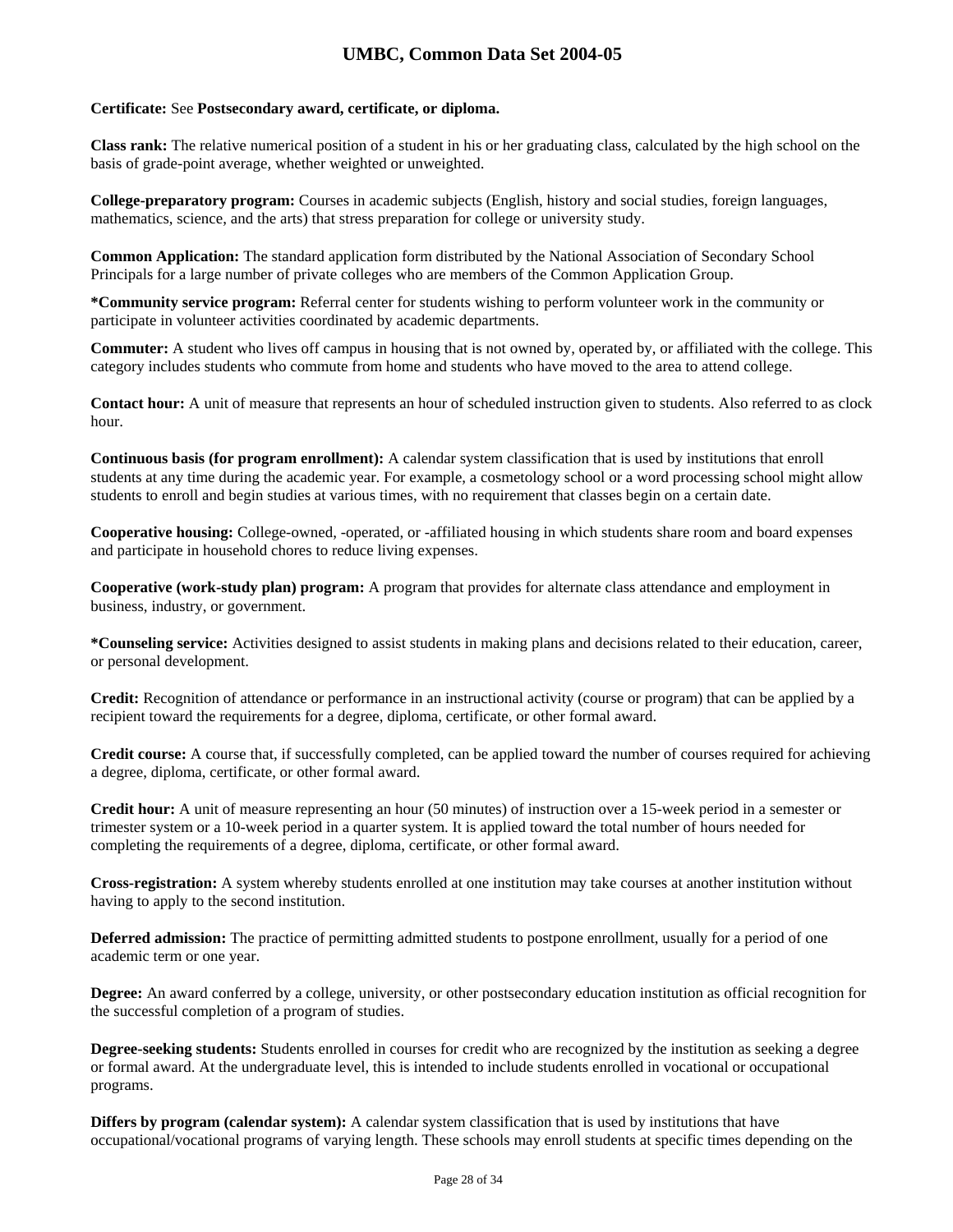**Certificate:** See **Postsecondary award, certificate, or diploma.**

**Class rank:** The relative numerical position of a student in his or her graduating class, calculated by the high school on the basis of grade-point average, whether weighted or unweighted.

**College-preparatory program:** Courses in academic subjects (English, history and social studies, foreign languages, mathematics, science, and the arts) that stress preparation for college or university study.

**Common Application:** The standard application form distributed by the National Association of Secondary School Principals for a large number of private colleges who are members of the Common Application Group.

**\*Community service program:** Referral center for students wishing to perform volunteer work in the community or participate in volunteer activities coordinated by academic departments.

**Commuter:** A student who lives off campus in housing that is not owned by, operated by, or affiliated with the college. This category includes students who commute from home and students who have moved to the area to attend college.

**Contact hour:** A unit of measure that represents an hour of scheduled instruction given to students. Also referred to as clock hour.

**Continuous basis (for program enrollment):** A calendar system classification that is used by institutions that enroll students at any time during the academic year. For example, a cosmetology school or a word processing school might allow students to enroll and begin studies at various times, with no requirement that classes begin on a certain date.

**Cooperative housing:** College-owned, -operated, or -affiliated housing in which students share room and board expenses and participate in household chores to reduce living expenses.

**Cooperative (work-study plan) program:** A program that provides for alternate class attendance and employment in business, industry, or government.

**\*Counseling service:** Activities designed to assist students in making plans and decisions related to their education, career, or personal development.

**Credit:** Recognition of attendance or performance in an instructional activity (course or program) that can be applied by a recipient toward the requirements for a degree, diploma, certificate, or other formal award.

**Credit course:** A course that, if successfully completed, can be applied toward the number of courses required for achieving a degree, diploma, certificate, or other formal award.

**Credit hour:** A unit of measure representing an hour (50 minutes) of instruction over a 15-week period in a semester or trimester system or a 10-week period in a quarter system. It is applied toward the total number of hours needed for completing the requirements of a degree, diploma, certificate, or other formal award.

**Cross-registration:** A system whereby students enrolled at one institution may take courses at another institution without having to apply to the second institution.

**Deferred admission:** The practice of permitting admitted students to postpone enrollment, usually for a period of one academic term or one year.

**Degree:** An award conferred by a college, university, or other postsecondary education institution as official recognition for the successful completion of a program of studies.

**Degree-seeking students:** Students enrolled in courses for credit who are recognized by the institution as seeking a degree or formal award. At the undergraduate level, this is intended to include students enrolled in vocational or occupational programs.

**Differs by program (calendar system):** A calendar system classification that is used by institutions that have occupational/vocational programs of varying length. These schools may enroll students at specific times depending on the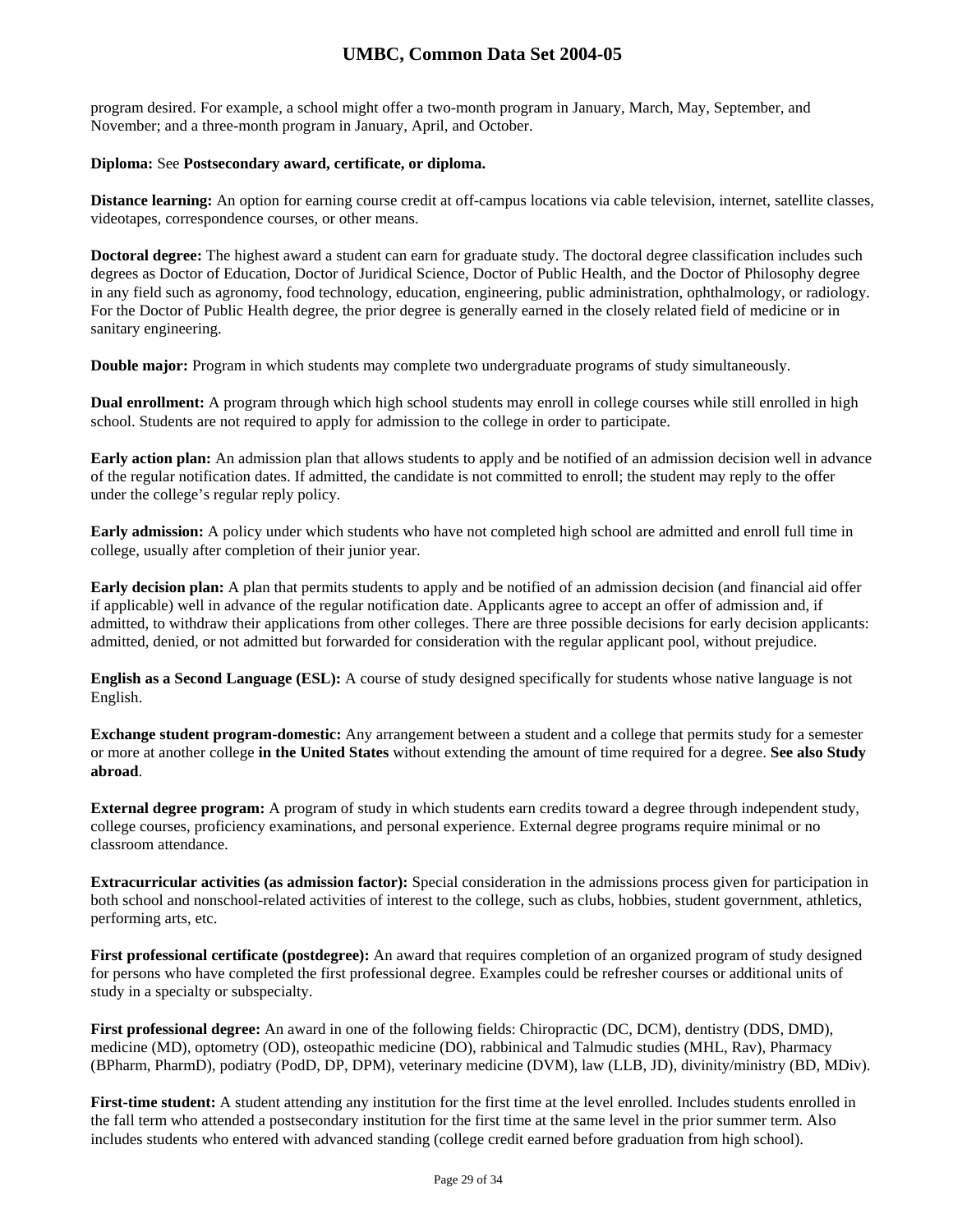program desired. For example, a school might offer a two-month program in January, March, May, September, and November; and a three-month program in January, April, and October.

**Diploma:** See **Postsecondary award, certificate, or diploma.**

**Distance learning:** An option for earning course credit at off-campus locations via cable television, internet, satellite classes, videotapes, correspondence courses, or other means.

**Doctoral degree:** The highest award a student can earn for graduate study. The doctoral degree classification includes such degrees as Doctor of Education, Doctor of Juridical Science, Doctor of Public Health, and the Doctor of Philosophy degree in any field such as agronomy, food technology, education, engineering, public administration, ophthalmology, or radiology. For the Doctor of Public Health degree, the prior degree is generally earned in the closely related field of medicine or in sanitary engineering.

**Double major:** Program in which students may complete two undergraduate programs of study simultaneously.

**Dual enrollment:** A program through which high school students may enroll in college courses while still enrolled in high school. Students are not required to apply for admission to the college in order to participate.

**Early action plan:** An admission plan that allows students to apply and be notified of an admission decision well in advance of the regular notification dates. If admitted, the candidate is not committed to enroll; the student may reply to the offer under the college's regular reply policy.

**Early admission:** A policy under which students who have not completed high school are admitted and enroll full time in college, usually after completion of their junior year.

**Early decision plan:** A plan that permits students to apply and be notified of an admission decision (and financial aid offer if applicable) well in advance of the regular notification date. Applicants agree to accept an offer of admission and, if admitted, to withdraw their applications from other colleges. There are three possible decisions for early decision applicants: admitted, denied, or not admitted but forwarded for consideration with the regular applicant pool, without prejudice.

**English as a Second Language (ESL):** A course of study designed specifically for students whose native language is not English.

**Exchange student program-domestic:** Any arrangement between a student and a college that permits study for a semester or more at another college **in the United States** without extending the amount of time required for a degree. **See also Study abroad**.

**External degree program:** A program of study in which students earn credits toward a degree through independent study, college courses, proficiency examinations, and personal experience. External degree programs require minimal or no classroom attendance.

**Extracurricular activities (as admission factor):** Special consideration in the admissions process given for participation in both school and nonschool-related activities of interest to the college, such as clubs, hobbies, student government, athletics, performing arts, etc.

**First professional certificate (postdegree):** An award that requires completion of an organized program of study designed for persons who have completed the first professional degree. Examples could be refresher courses or additional units of study in a specialty or subspecialty.

**First professional degree:** An award in one of the following fields: Chiropractic (DC, DCM), dentistry (DDS, DMD), medicine (MD), optometry (OD), osteopathic medicine (DO), rabbinical and Talmudic studies (MHL, Rav), Pharmacy (BPharm, PharmD), podiatry (PodD, DP, DPM), veterinary medicine (DVM), law (LLB, JD), divinity/ministry (BD, MDiv).

**First-time student:** A student attending any institution for the first time at the level enrolled. Includes students enrolled in the fall term who attended a postsecondary institution for the first time at the same level in the prior summer term. Also includes students who entered with advanced standing (college credit earned before graduation from high school).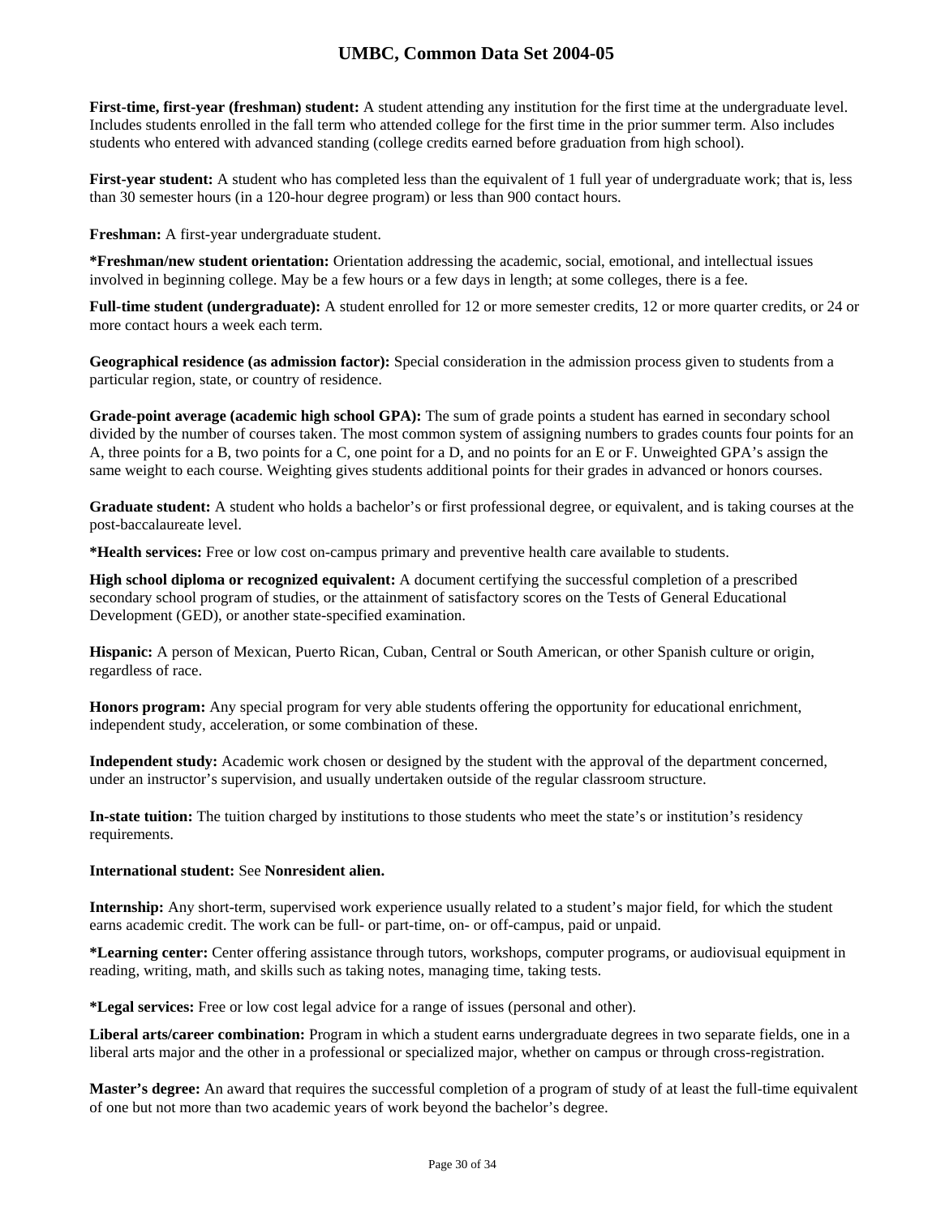**First-time, first-year (freshman) student:** A student attending any institution for the first time at the undergraduate level. Includes students enrolled in the fall term who attended college for the first time in the prior summer term. Also includes students who entered with advanced standing (college credits earned before graduation from high school).

**First-year student:** A student who has completed less than the equivalent of 1 full year of undergraduate work; that is, less than 30 semester hours (in a 120-hour degree program) or less than 900 contact hours.

**Freshman:** A first-year undergraduate student.

***Freshman/new student orientation:** Orientation addressing the academic, social, emotional, and intellectual issues involved in beginning college. May be a few hours or a few days in length; at some colleges, there is a fee.

**Full-time student (undergraduate):** A student enrolled for 12 or more semester credits, 12 or more quarter credits, or 24 or more contact hours a week each term.

**Geographical residence (as admission factor):** Special consideration in the admission process given to students from a particular region, state, or country of residence.

**Grade-point average (academic high school GPA):** The sum of grade points a student has earned in secondary school divided by the number of courses taken. The most common system of assigning numbers to grades counts four points for an A, three points for a B, two points for a C, one point for a D, and no points for an E or F. Unweighted GPA's assign the same weight to each course. Weighting gives students additional points for their grades in advanced or honors courses.

**Graduate student:** A student who holds a bachelor's or first professional degree, or equivalent, and is taking courses at the post-baccalaureate level.

***Health services:** Free or low cost on-campus primary and preventive health care available to students.

**High school diploma or recognized equivalent:** A document certifying the successful completion of a prescribed secondary school program of studies, or the attainment of satisfactory scores on the Tests of General Educational Development (GED), or another state-specified examination.

**Hispanic:** A person of Mexican, Puerto Rican, Cuban, Central or South American, or other Spanish culture or origin, regardless of race.

**Honors program:** Any special program for very able students offering the opportunity for educational enrichment, independent study, acceleration, or some combination of these.

**Independent study:** Academic work chosen or designed by the student with the approval of the department concerned, under an instructor's supervision, and usually undertaken outside of the regular classroom structure.

**In-state tuition:** The tuition charged by institutions to those students who meet the state's or institution's residency requirements.

**International student:** See **Nonresident alien.**

**Internship:** Any short-term, supervised work experience usually related to a student's major field, for which the student earns academic credit. The work can be full- or part-time, on- or off-campus, paid or unpaid.

***Learning center:** Center offering assistance through tutors, workshops, computer programs, or audiovisual equipment in reading, writing, math, and skills such as taking notes, managing time, taking tests.

***Legal services:** Free or low cost legal advice for a range of issues (personal and other).

**Liberal arts/career combination:** Program in which a student earns undergraduate degrees in two separate fields, one in a liberal arts major and the other in a professional or specialized major, whether on campus or through cross-registration.

**Master's degree:** An award that requires the successful completion of a program of study of at least the full-time equivalent of one but not more than two academic years of work beyond the bachelor's degree.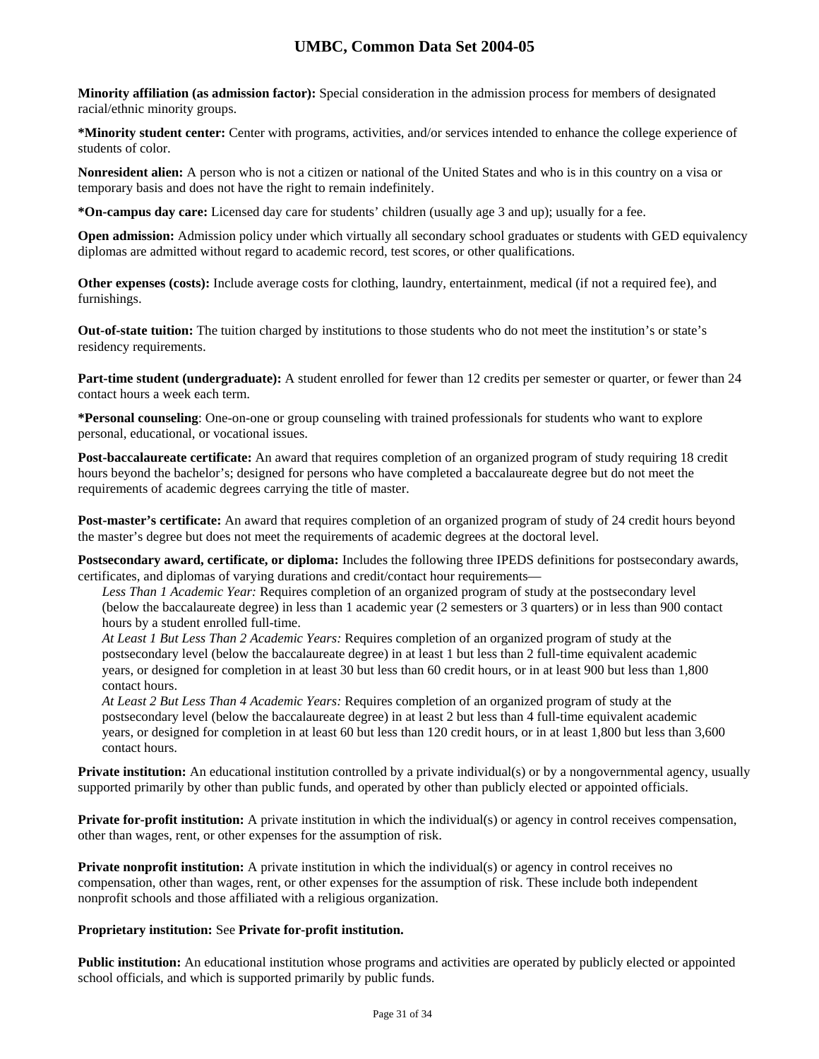**Minority affiliation (as admission factor):** Special consideration in the admission process for members of designated racial/ethnic minority groups.

***Minority student center:** Center with programs, activities, and/or services intended to enhance the college experience of students of color.

**Nonresident alien:** A person who is not a citizen or national of the United States and who is in this country on a visa or temporary basis and does not have the right to remain indefinitely.

***On-campus day care:** Licensed day care for students' children (usually age 3 and up); usually for a fee.

**Open admission:** Admission policy under which virtually all secondary school graduates or students with GED equivalency diplomas are admitted without regard to academic record, test scores, or other qualifications.

**Other expenses (costs):** Include average costs for clothing, laundry, entertainment, medical (if not a required fee), and furnishings.

**Out-of-state tuition:** The tuition charged by institutions to those students who do not meet the institution's or state's residency requirements.

**Part-time student (undergraduate):** A student enrolled for fewer than 12 credits per semester or quarter, or fewer than 24 contact hours a week each term.

***Personal counseling**: One-on-one or group counseling with trained professionals for students who want to explore personal, educational, or vocational issues.

**Post-baccalaureate certificate:** An award that requires completion of an organized program of study requiring 18 credit hours beyond the bachelor's; designed for persons who have completed a baccalaureate degree but do not meet the requirements of academic degrees carrying the title of master.

**Post-master's certificate:** An award that requires completion of an organized program of study of 24 credit hours beyond the master's degree but does not meet the requirements of academic degrees at the doctoral level.

**Postsecondary award, certificate, or diploma:** Includes the following three IPEDS definitions for postsecondary awards, certificates, and diplomas of varying durations and credit/contact hour requirements—

*Less Than 1 Academic Year:* Requires completion of an organized program of study at the postsecondary level (below the baccalaureate degree) in less than 1 academic year (2 semesters or 3 quarters) or in less than 900 contact hours by a student enrolled full-time.

*At Least 1 But Less Than 2 Academic Years:* Requires completion of an organized program of study at the postsecondary level (below the baccalaureate degree) in at least 1 but less than 2 full-time equivalent academic years, or designed for completion in at least 30 but less than 60 credit hours, or in at least 900 but less than 1,800 contact hours.

*At Least 2 But Less Than 4 Academic Years:* Requires completion of an organized program of study at the postsecondary level (below the baccalaureate degree) in at least 2 but less than 4 full-time equivalent academic years, or designed for completion in at least 60 but less than 120 credit hours, or in at least 1,800 but less than 3,600 contact hours.

**Private institution:** An educational institution controlled by a private individual(s) or by a nongovernmental agency, usually supported primarily by other than public funds, and operated by other than publicly elected or appointed officials.

**Private for-profit institution:** A private institution in which the individual(s) or agency in control receives compensation, other than wages, rent, or other expenses for the assumption of risk.

**Private nonprofit institution:** A private institution in which the individual(s) or agency in control receives no compensation, other than wages, rent, or other expenses for the assumption of risk. These include both independent nonprofit schools and those affiliated with a religious organization.

**Proprietary institution:** See **Private for-profit institution.**

**Public institution:** An educational institution whose programs and activities are operated by publicly elected or appointed school officials, and which is supported primarily by public funds.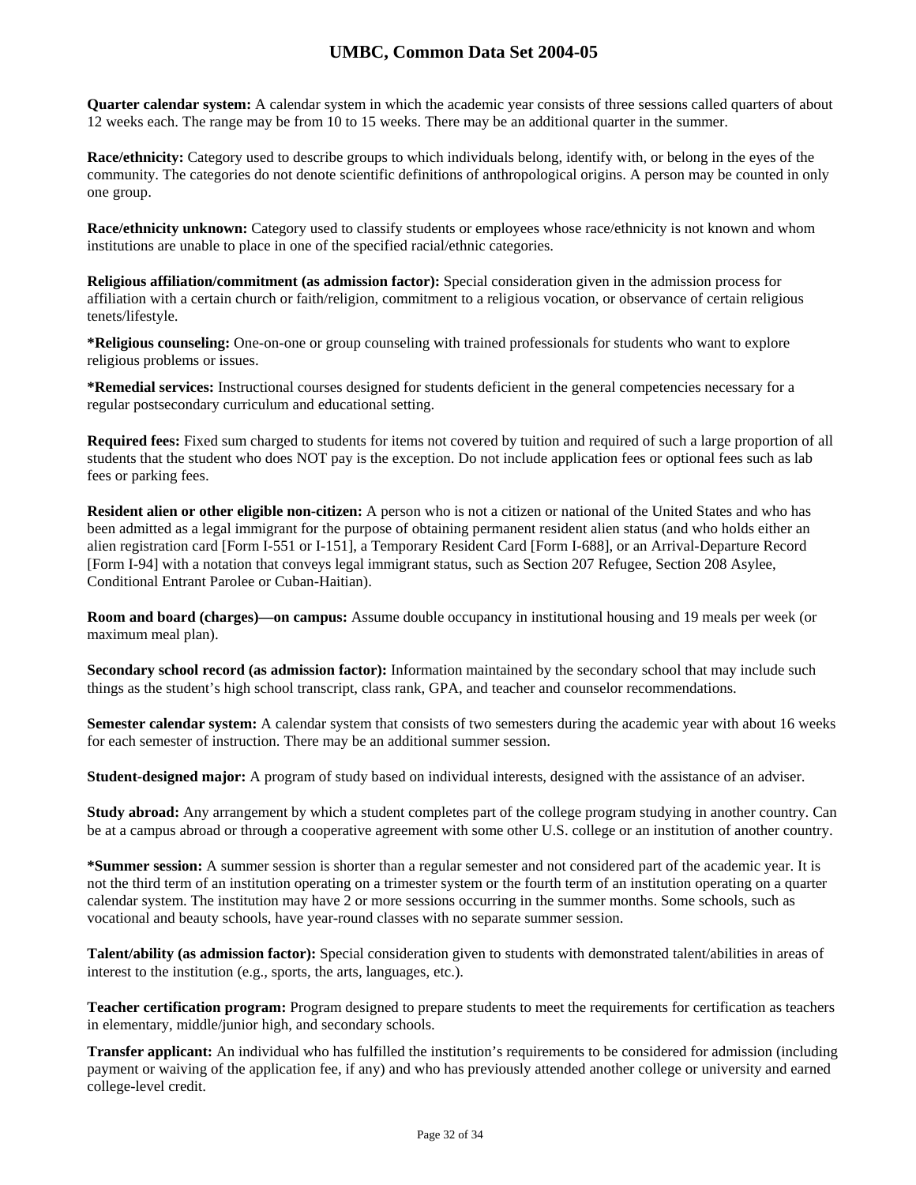**Quarter calendar system:** A calendar system in which the academic year consists of three sessions called quarters of about 12 weeks each. The range may be from 10 to 15 weeks. There may be an additional quarter in the summer.

**Race/ethnicity:** Category used to describe groups to which individuals belong, identify with, or belong in the eyes of the community. The categories do not denote scientific definitions of anthropological origins. A person may be counted in only one group.

**Race/ethnicity unknown:** Category used to classify students or employees whose race/ethnicity is not known and whom institutions are unable to place in one of the specified racial/ethnic categories.

**Religious affiliation/commitment (as admission factor):** Special consideration given in the admission process for affiliation with a certain church or faith/religion, commitment to a religious vocation, or observance of certain religious tenets/lifestyle.

**\*Religious counseling:** One-on-one or group counseling with trained professionals for students who want to explore religious problems or issues.

**\*Remedial services:** Instructional courses designed for students deficient in the general competencies necessary for a regular postsecondary curriculum and educational setting.

**Required fees:** Fixed sum charged to students for items not covered by tuition and required of such a large proportion of all students that the student who does NOT pay is the exception. Do not include application fees or optional fees such as lab fees or parking fees.

**Resident alien or other eligible non-citizen:** A person who is not a citizen or national of the United States and who has been admitted as a legal immigrant for the purpose of obtaining permanent resident alien status (and who holds either an alien registration card [Form I-551 or I-151], a Temporary Resident Card [Form I-688], or an Arrival-Departure Record [Form I-94] with a notation that conveys legal immigrant status, such as Section 207 Refugee, Section 208 Asylee, Conditional Entrant Parolee or Cuban-Haitian).

**Room and board (charges)—on campus:** Assume double occupancy in institutional housing and 19 meals per week (or maximum meal plan).

**Secondary school record (as admission factor):** Information maintained by the secondary school that may include such things as the student's high school transcript, class rank, GPA, and teacher and counselor recommendations.

**Semester calendar system:** A calendar system that consists of two semesters during the academic year with about 16 weeks for each semester of instruction. There may be an additional summer session.

**Student-designed major:** A program of study based on individual interests, designed with the assistance of an adviser.

**Study abroad:** Any arrangement by which a student completes part of the college program studying in another country. Can be at a campus abroad or through a cooperative agreement with some other U.S. college or an institution of another country.

**\*Summer session:** A summer session is shorter than a regular semester and not considered part of the academic year. It is not the third term of an institution operating on a trimester system or the fourth term of an institution operating on a quarter calendar system. The institution may have 2 or more sessions occurring in the summer months. Some schools, such as vocational and beauty schools, have year-round classes with no separate summer session.

**Talent/ability (as admission factor):** Special consideration given to students with demonstrated talent/abilities in areas of interest to the institution (e.g., sports, the arts, languages, etc.).

**Teacher certification program:** Program designed to prepare students to meet the requirements for certification as teachers in elementary, middle/junior high, and secondary schools.

**Transfer applicant:** An individual who has fulfilled the institution's requirements to be considered for admission (including payment or waiving of the application fee, if any) and who has previously attended another college or university and earned college-level credit.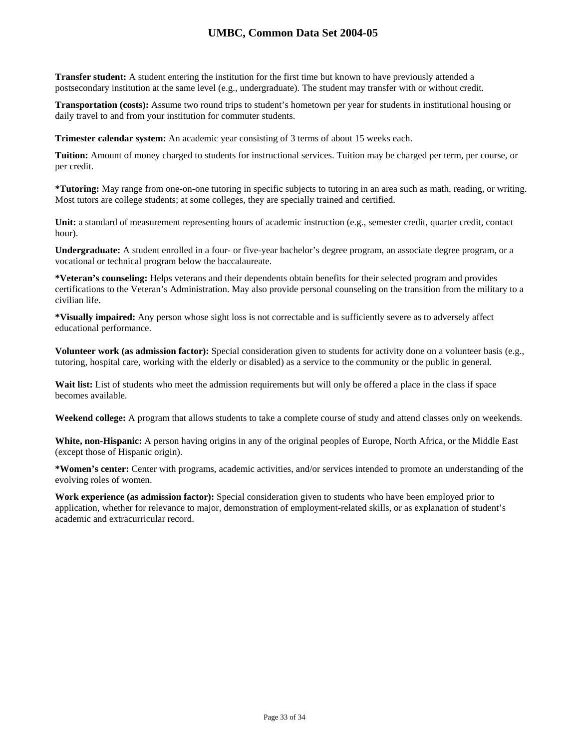**Transfer student:** A student entering the institution for the first time but known to have previously attended a postsecondary institution at the same level (e.g., undergraduate). The student may transfer with or without credit.

**Transportation (costs):** Assume two round trips to student's hometown per year for students in institutional housing or daily travel to and from your institution for commuter students.

**Trimester calendar system:** An academic year consisting of 3 terms of about 15 weeks each.

**Tuition:** Amount of money charged to students for instructional services. Tuition may be charged per term, per course, or per credit.

**\*Tutoring:** May range from one-on-one tutoring in specific subjects to tutoring in an area such as math, reading, or writing. Most tutors are college students; at some colleges, they are specially trained and certified.

**Unit:** a standard of measurement representing hours of academic instruction (e.g., semester credit, quarter credit, contact hour).

**Undergraduate:** A student enrolled in a four- or five-year bachelor's degree program, an associate degree program, or a vocational or technical program below the baccalaureate.

**\*Veteran's counseling:** Helps veterans and their dependents obtain benefits for their selected program and provides certifications to the Veteran's Administration. May also provide personal counseling on the transition from the military to a civilian life.

**\*Visually impaired:** Any person whose sight loss is not correctable and is sufficiently severe as to adversely affect educational performance.

**Volunteer work (as admission factor):** Special consideration given to students for activity done on a volunteer basis (e.g., tutoring, hospital care, working with the elderly or disabled) as a service to the community or the public in general.

**Wait list:** List of students who meet the admission requirements but will only be offered a place in the class if space becomes available.

**Weekend college:** A program that allows students to take a complete course of study and attend classes only on weekends.

**White, non-Hispanic:** A person having origins in any of the original peoples of Europe, North Africa, or the Middle East (except those of Hispanic origin).

**\*Women's center:** Center with programs, academic activities, and/or services intended to promote an understanding of the evolving roles of women.

**Work experience (as admission factor):** Special consideration given to students who have been employed prior to application, whether for relevance to major, demonstration of employment-related skills, or as explanation of student's academic and extracurricular record.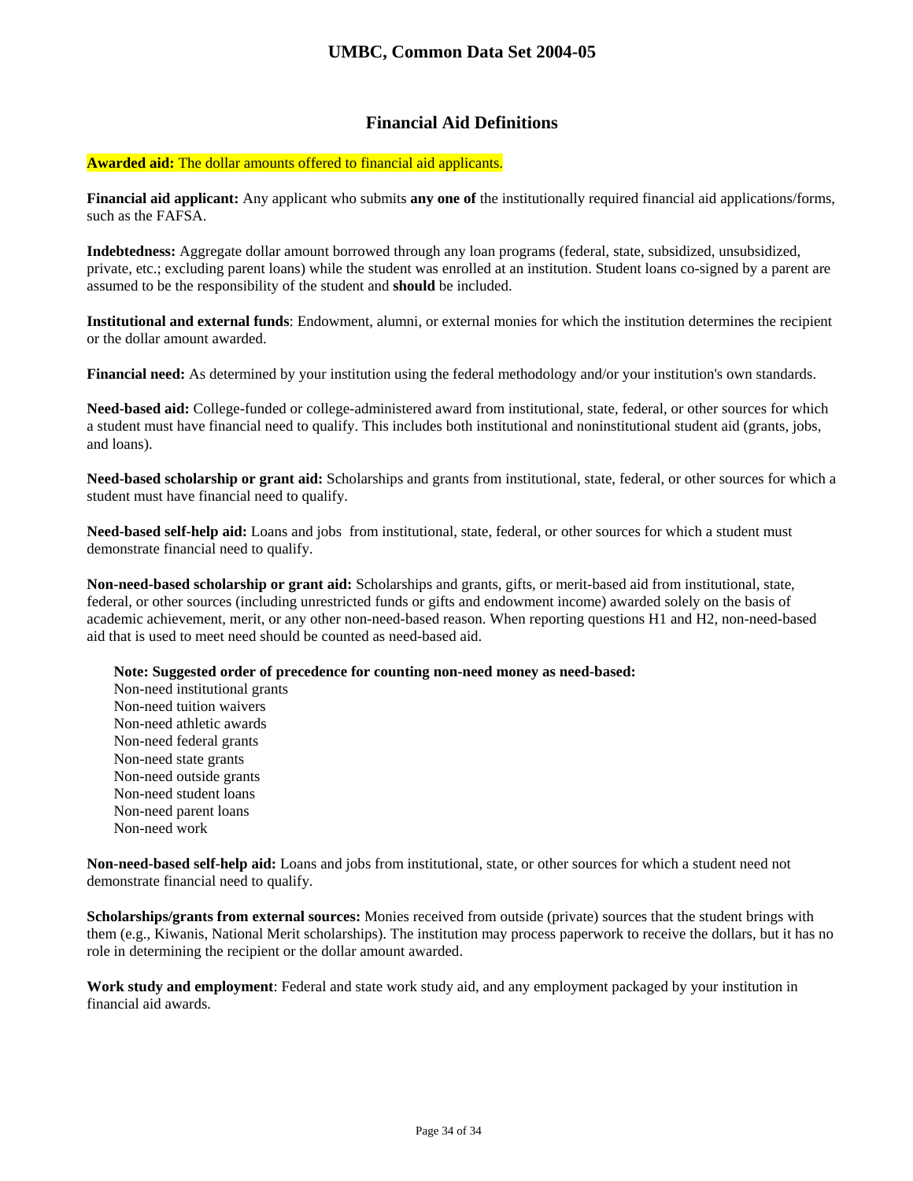## Financial Aid Definitions

**Awarded aid:** The dollar amounts offered to financial aid applicants.

**Financial aid applicant:** Any applicant who submits **any one of** the institutionally required financial aid applications/forms, such as the FAFSA.

**Indebtedness:** Aggregate dollar amount borrowed through any loan programs (federal, state, subsidized, unsubsidized, private, etc.; excluding parent loans) while the student was enrolled at an institution. Student loans co-signed by a parent are assumed to be the responsibility of the student and **should** be included.

**Institutional and external funds**: Endowment, alumni, or external monies for which the institution determines the recipient or the dollar amount awarded.

**Financial need:** As determined by your institution using the federal methodology and/or your institution's own standards.

**Need-based aid:** College-funded or college-administered award from institutional, state, federal, or other sources for which a student must have financial need to qualify. This includes both institutional and noninstitutional student aid (grants, jobs, and loans).

**Need-based scholarship or grant aid:** Scholarships and grants from institutional, state, federal, or other sources for which a student must have financial need to qualify.

**Need-based self-help aid:** Loans and jobs from institutional, state, federal, or other sources for which a student must demonstrate financial need to qualify.

**Non-need-based scholarship or grant aid:** Scholarships and grants, gifts, or merit-based aid from institutional, state, federal, or other sources (including unrestricted funds or gifts and endowment income) awarded solely on the basis of academic achievement, merit, or any other non-need-based reason. When reporting questions H1 and H2, non-need-based aid that is used to meet need should be counted as need-based aid.

**Note: Suggested order of precedence for counting non-need money as need-based:**
Non-need institutional grants
Non-need tuition waivers
Non-need athletic awards
Non-need federal grants
Non-need state grants
Non-need outside grants
Non-need student loans
Non-need parent loans
Non-need work

**Non-need-based self-help aid:** Loans and jobs from institutional, state, or other sources for which a student need not demonstrate financial need to qualify.

**Scholarships/grants from external sources:** Monies received from outside (private) sources that the student brings with them (e.g., Kiwanis, National Merit scholarships). The institution may process paperwork to receive the dollars, but it has no role in determining the recipient or the dollar amount awarded.

**Work study and employment**: Federal and state work study aid, and any employment packaged by your institution in financial aid awards.